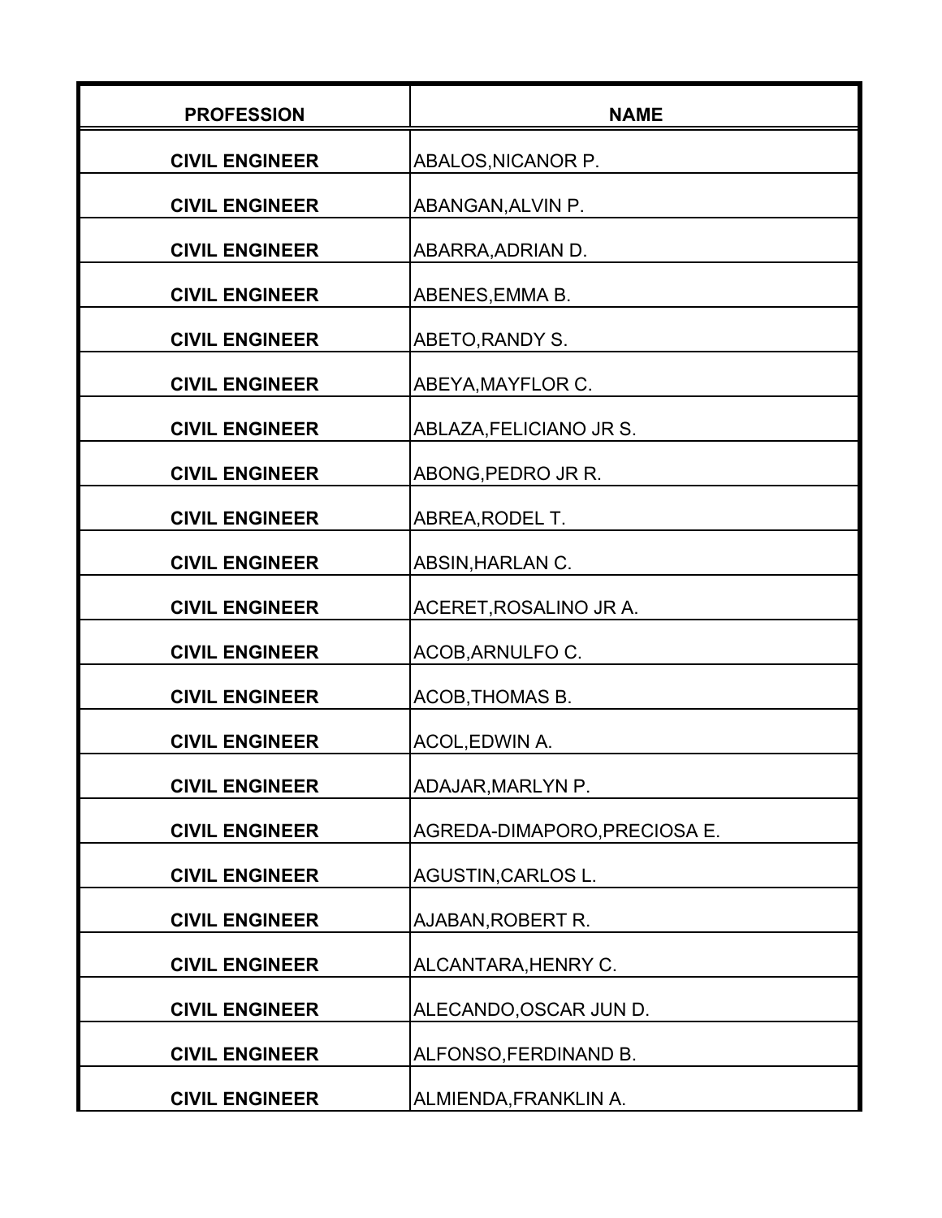| PROFESSION | NAME |
| --- | --- |
| CIVIL ENGINEER | ABALOS,NICANOR P. |
| CIVIL ENGINEER | ABANGAN,ALVIN P. |
| CIVIL ENGINEER | ABARRA,ADRIAN D. |
| CIVIL ENGINEER | ABENES,EMMA B. |
| CIVIL ENGINEER | ABETO,RANDY S. |
| CIVIL ENGINEER | ABEYA,MAYFLOR C. |
| CIVIL ENGINEER | ABLAZA,FELICIANO JR S. |
| CIVIL ENGINEER | ABONG,PEDRO JR R. |
| CIVIL ENGINEER | ABREA,RODEL T. |
| CIVIL ENGINEER | ABSIN,HARLAN C. |
| CIVIL ENGINEER | ACERET,ROSALINO JR A. |
| CIVIL ENGINEER | ACOB,ARNULFO C. |
| CIVIL ENGINEER | ACOB,THOMAS B. |
| CIVIL ENGINEER | ACOL,EDWIN A. |
| CIVIL ENGINEER | ADAJAR,MARLYN P. |
| CIVIL ENGINEER | AGREDA-DIMAPORO,PRECIOSA E. |
| CIVIL ENGINEER | AGUSTIN,CARLOS L. |
| CIVIL ENGINEER | AJABAN,ROBERT R. |
| CIVIL ENGINEER | ALCANTARA,HENRY C. |
| CIVIL ENGINEER | ALECANDO,OSCAR JUN D. |
| CIVIL ENGINEER | ALFONSO,FERDINAND B. |
| CIVIL ENGINEER | ALMIENDA,FRANKLIN A. |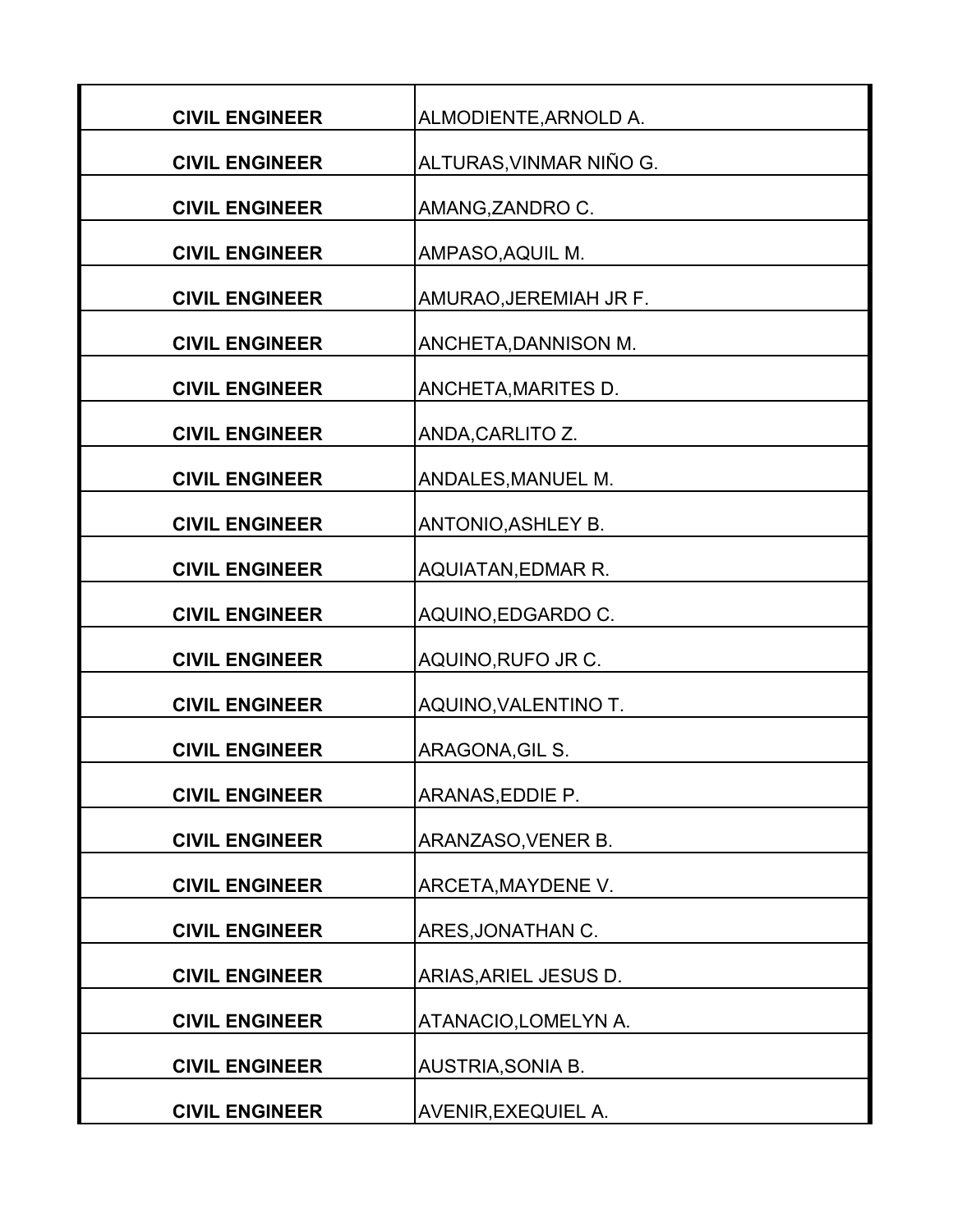| | |
|---|---|
| CIVIL ENGINEER | ALMODIENTE,ARNOLD A. |
| CIVIL ENGINEER | ALTURAS,VINMAR NIÑO G. |
| CIVIL ENGINEER | AMANG,ZANDRO C. |
| CIVIL ENGINEER | AMPASO,AQUIL M. |
| CIVIL ENGINEER | AMURAO,JEREMIAH JR F. |
| CIVIL ENGINEER | ANCHETA,DANNISON M. |
| CIVIL ENGINEER | ANCHETA,MARITES D. |
| CIVIL ENGINEER | ANDA,CARLITO Z. |
| CIVIL ENGINEER | ANDALES,MANUEL M. |
| CIVIL ENGINEER | ANTONIO,ASHLEY B. |
| CIVIL ENGINEER | AQUIATAN,EDMAR R. |
| CIVIL ENGINEER | AQUINO,EDGARDO C. |
| CIVIL ENGINEER | AQUINO,RUFO JR C. |
| CIVIL ENGINEER | AQUINO,VALENTINO T. |
| CIVIL ENGINEER | ARAGONA,GIL S. |
| CIVIL ENGINEER | ARANAS,EDDIE P. |
| CIVIL ENGINEER | ARANZASO,VENER B. |
| CIVIL ENGINEER | ARCETA,MAYDENE V. |
| CIVIL ENGINEER | ARES,JONATHAN C. |
| CIVIL ENGINEER | ARIAS,ARIEL JESUS D. |
| CIVIL ENGINEER | ATANACIO,LOMELYN A. |
| CIVIL ENGINEER | AUSTRIA,SONIA B. |
| CIVIL ENGINEER | AVENIR,EXEQUIEL A. |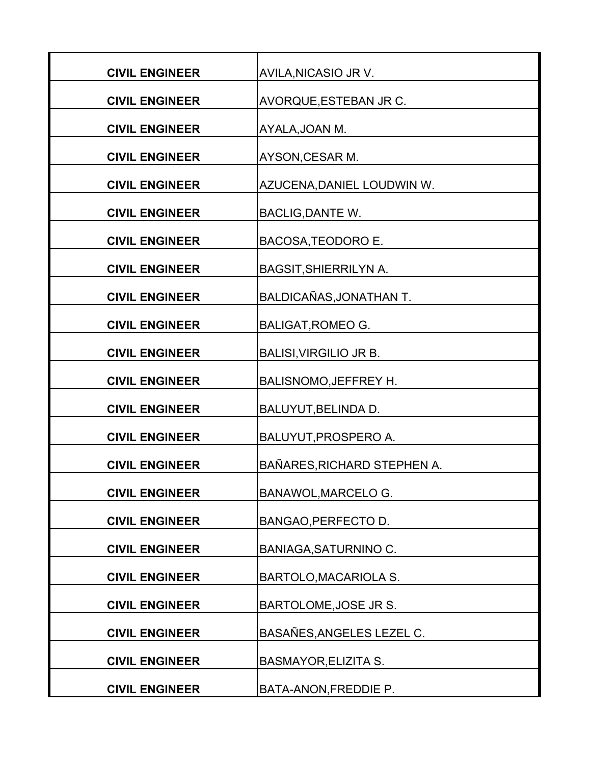| | |
|---|---|
| CIVIL ENGINEER | AVILA,NICASIO JR V. |
| CIVIL ENGINEER | AVORQUE,ESTEBAN JR C. |
| CIVIL ENGINEER | AYALA,JOAN M. |
| CIVIL ENGINEER | AYSON,CESAR M. |
| CIVIL ENGINEER | AZUCENA,DANIEL LOUDWIN W. |
| CIVIL ENGINEER | BACLIG,DANTE W. |
| CIVIL ENGINEER | BACOSA,TEODORO E. |
| CIVIL ENGINEER | BAGSIT,SHIERRILYN A. |
| CIVIL ENGINEER | BALDICAÑAS,JONATHAN T. |
| CIVIL ENGINEER | BALIGAT,ROMEO G. |
| CIVIL ENGINEER | BALISI,VIRGILIO JR B. |
| CIVIL ENGINEER | BALISNOMO,JEFFREY H. |
| CIVIL ENGINEER | BALUYUT,BELINDA D. |
| CIVIL ENGINEER | BALUYUT,PROSPERO A. |
| CIVIL ENGINEER | BAÑARES,RICHARD STEPHEN A. |
| CIVIL ENGINEER | BANAWOL,MARCELO G. |
| CIVIL ENGINEER | BANGAO,PERFECTO D. |
| CIVIL ENGINEER | BANIAGA,SATURNINO C. |
| CIVIL ENGINEER | BARTOLO,MACARIOLA S. |
| CIVIL ENGINEER | BARTOLOME,JOSE JR S. |
| CIVIL ENGINEER | BASAÑES,ANGELES LEZEL C. |
| CIVIL ENGINEER | BASMAYOR,ELIZITA S. |
| CIVIL ENGINEER | BATA-ANON,FREDDIE P. |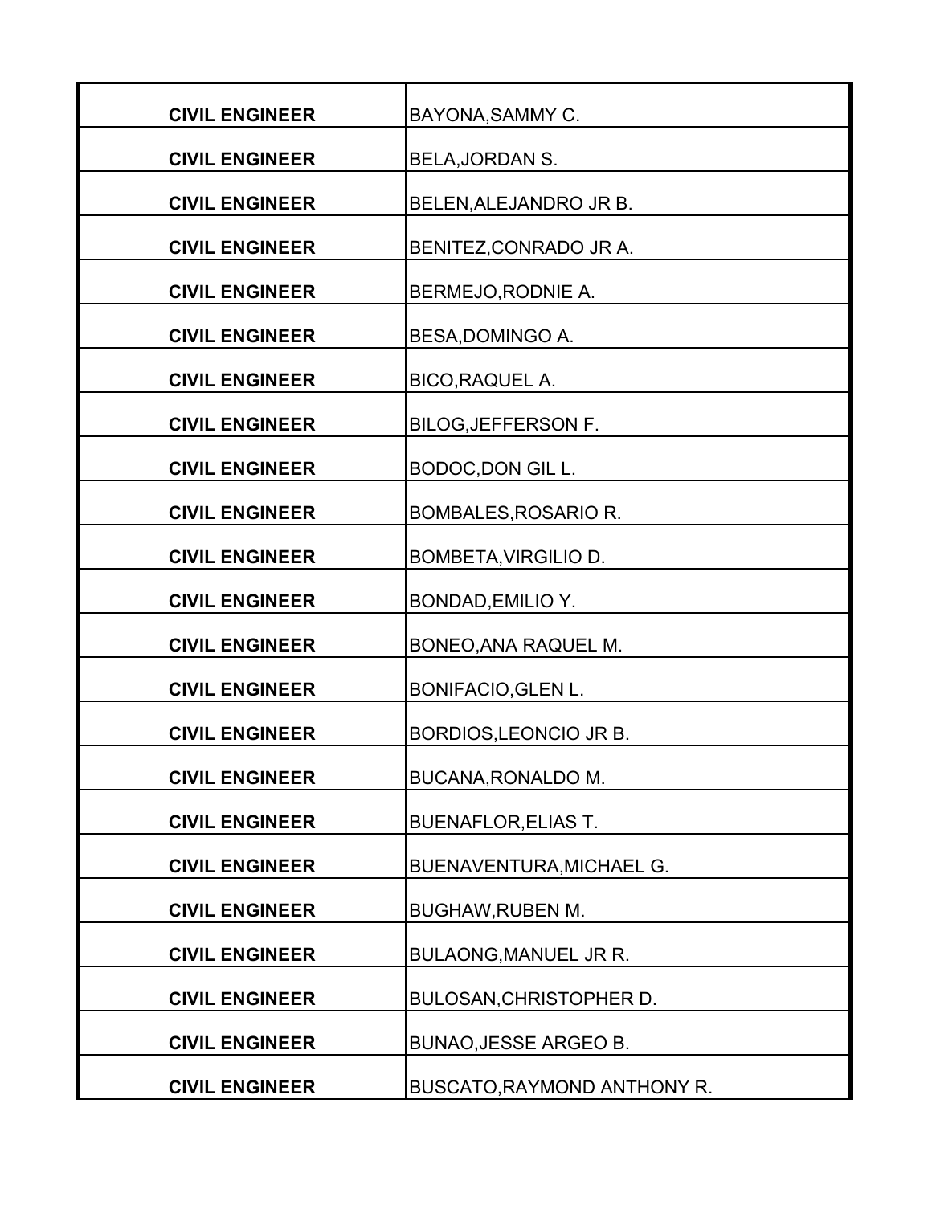| | |
|---|---|
| **CIVIL ENGINEER** | BAYONA,SAMMY C. |
| **CIVIL ENGINEER** | BELA,JORDAN S. |
| **CIVIL ENGINEER** | BELEN,ALEJANDRO JR B. |
| **CIVIL ENGINEER** | BENITEZ,CONRADO JR A. |
| **CIVIL ENGINEER** | BERMEJO,RODNIE A. |
| **CIVIL ENGINEER** | BESA,DOMINGO A. |
| **CIVIL ENGINEER** | BICO,RAQUEL A. |
| **CIVIL ENGINEER** | BILOG,JEFFERSON F. |
| **CIVIL ENGINEER** | BODOC,DON GIL L. |
| **CIVIL ENGINEER** | BOMBALES,ROSARIO R. |
| **CIVIL ENGINEER** | BOMBETA,VIRGILIO D. |
| **CIVIL ENGINEER** | BONDAD,EMILIO Y. |
| **CIVIL ENGINEER** | BONEO,ANA RAQUEL M. |
| **CIVIL ENGINEER** | BONIFACIO,GLEN L. |
| **CIVIL ENGINEER** | BORDIOS,LEONCIO JR B. |
| **CIVIL ENGINEER** | BUCANA,RONALDO M. |
| **CIVIL ENGINEER** | BUENAFLOR,ELIAS T. |
| **CIVIL ENGINEER** | BUENAVENTURA,MICHAEL G. |
| **CIVIL ENGINEER** | BUGHAW,RUBEN M. |
| **CIVIL ENGINEER** | BULAONG,MANUEL JR R. |
| **CIVIL ENGINEER** | BULOSAN,CHRISTOPHER D. |
| **CIVIL ENGINEER** | BUNAO,JESSE ARGEO B. |
| **CIVIL ENGINEER** | BUSCATO,RAYMOND ANTHONY R. |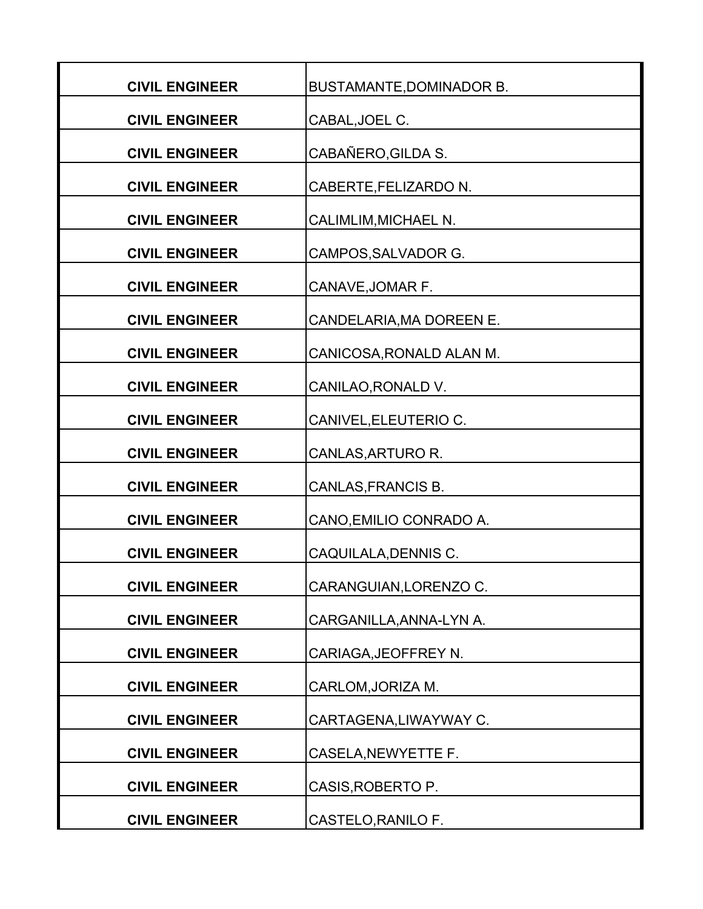| CIVIL ENGINEER | BUSTAMANTE,DOMINADOR B. |
|---|---|
| CIVIL ENGINEER | CABAL,JOEL C. |
| CIVIL ENGINEER | CABAÑERO,GILDA S. |
| CIVIL ENGINEER | CABERTE,FELIZARDO N. |
| CIVIL ENGINEER | CALIMLIM,MICHAEL N. |
| CIVIL ENGINEER | CAMPOS,SALVADOR G. |
| CIVIL ENGINEER | CANAVE,JOMAR F. |
| CIVIL ENGINEER | CANDELARIA,MA DOREEN E. |
| CIVIL ENGINEER | CANICOSA,RONALD ALAN M. |
| CIVIL ENGINEER | CANILAO,RONALD V. |
| CIVIL ENGINEER | CANIVEL,ELEUTERIO C. |
| CIVIL ENGINEER | CANLAS,ARTURO R. |
| CIVIL ENGINEER | CANLAS,FRANCIS B. |
| CIVIL ENGINEER | CANO,EMILIO CONRADO A. |
| CIVIL ENGINEER | CAQUILALA,DENNIS C. |
| CIVIL ENGINEER | CARANGUIAN,LORENZO C. |
| CIVIL ENGINEER | CARGANILLA,ANNA-LYN A. |
| CIVIL ENGINEER | CARIAGA,JEOFFREY N. |
| CIVIL ENGINEER | CARLOM,JORIZA M. |
| CIVIL ENGINEER | CARTAGENA,LIWAYWAY C. |
| CIVIL ENGINEER | CASELA,NEWYETTE F. |
| CIVIL ENGINEER | CASIS,ROBERTO P. |
| CIVIL ENGINEER | CASTELO,RANILO F. |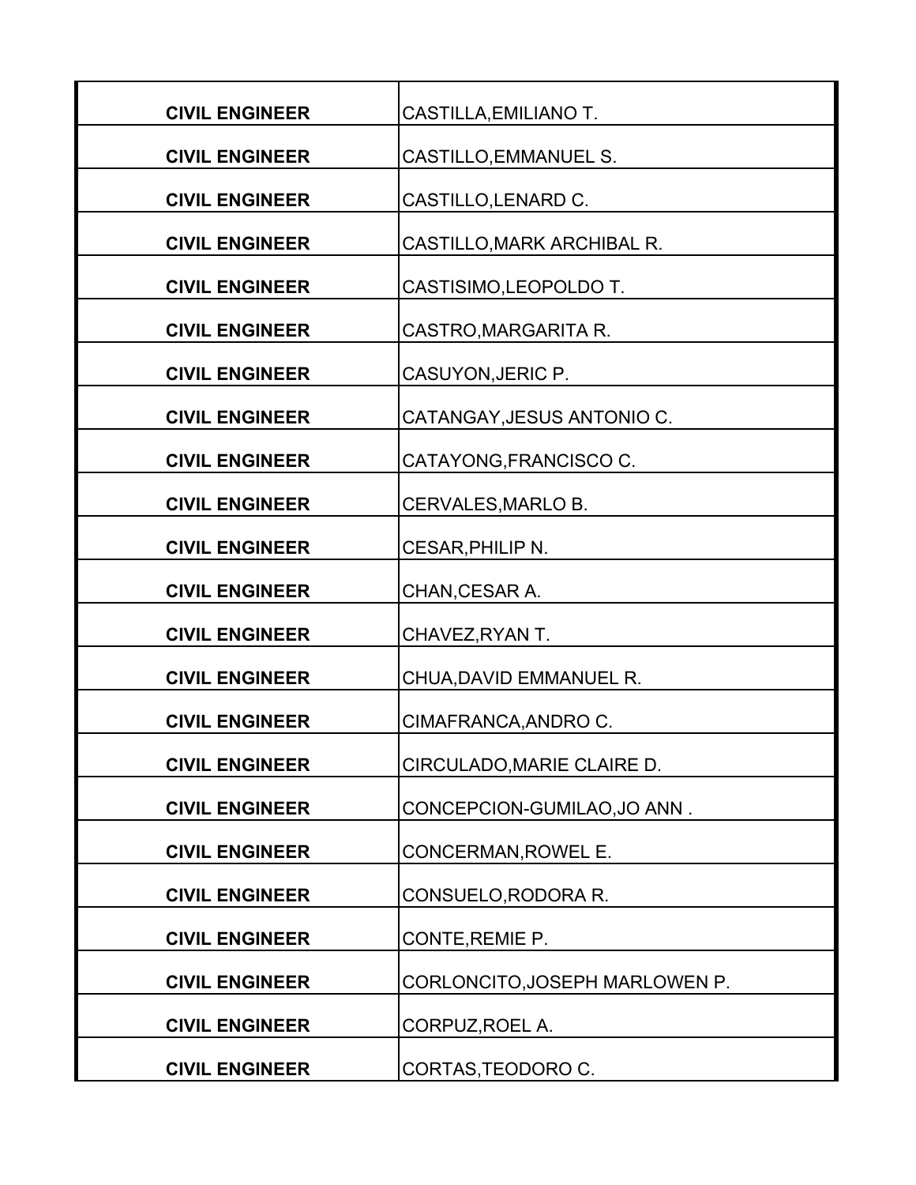| | |
|---|---|
| **CIVIL ENGINEER** | CASTILLA,EMILIANO T. |
| **CIVIL ENGINEER** | CASTILLO,EMMANUEL S. |
| **CIVIL ENGINEER** | CASTILLO,LENARD C. |
| **CIVIL ENGINEER** | CASTILLO,MARK ARCHIBAL R. |
| **CIVIL ENGINEER** | CASTISIMO,LEOPOLDO T. |
| **CIVIL ENGINEER** | CASTRO,MARGARITA R. |
| **CIVIL ENGINEER** | CASUYON,JERIC P. |
| **CIVIL ENGINEER** | CATANGAY,JESUS ANTONIO C. |
| **CIVIL ENGINEER** | CATAYONG,FRANCISCO C. |
| **CIVIL ENGINEER** | CERVALES,MARLO B. |
| **CIVIL ENGINEER** | CESAR,PHILIP N. |
| **CIVIL ENGINEER** | CHAN,CESAR A. |
| **CIVIL ENGINEER** | CHAVEZ,RYAN T. |
| **CIVIL ENGINEER** | CHUA,DAVID EMMANUEL R. |
| **CIVIL ENGINEER** | CIMAFRANCA,ANDRO C. |
| **CIVIL ENGINEER** | CIRCULADO,MARIE CLAIRE D. |
| **CIVIL ENGINEER** | CONCEPCION-GUMILAO,JO ANN . |
| **CIVIL ENGINEER** | CONCERMAN,ROWEL E. |
| **CIVIL ENGINEER** | CONSUELO,RODORA R. |
| **CIVIL ENGINEER** | CONTE,REMIE P. |
| **CIVIL ENGINEER** | CORLONCITO,JOSEPH MARLOWEN P. |
| **CIVIL ENGINEER** | CORPUZ,ROEL A. |
| **CIVIL ENGINEER** | CORTAS,TEODORO C. |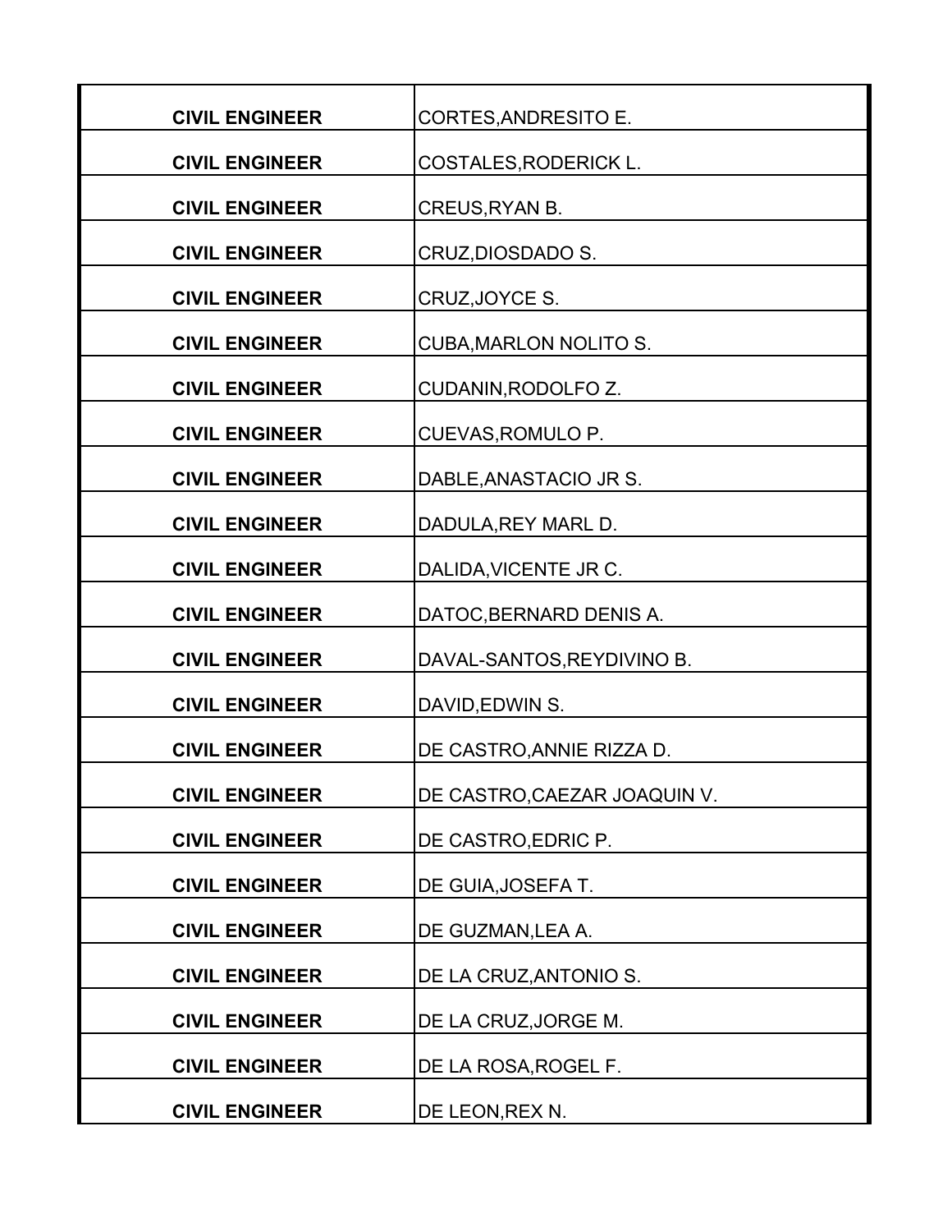| | |
|---|---|
| **CIVIL ENGINEER** | CORTES,ANDRESITO E. |
| **CIVIL ENGINEER** | COSTALES,RODERICK L. |
| **CIVIL ENGINEER** | CREUS,RYAN B. |
| **CIVIL ENGINEER** | CRUZ,DIOSDADO S. |
| **CIVIL ENGINEER** | CRUZ,JOYCE S. |
| **CIVIL ENGINEER** | CUBA,MARLON NOLITO S. |
| **CIVIL ENGINEER** | CUDANIN,RODOLFO Z. |
| **CIVIL ENGINEER** | CUEVAS,ROMULO P. |
| **CIVIL ENGINEER** | DABLE,ANASTACIO JR S. |
| **CIVIL ENGINEER** | DADULA,REY MARL D. |
| **CIVIL ENGINEER** | DALIDA,VICENTE JR C. |
| **CIVIL ENGINEER** | DATOC,BERNARD DENIS A. |
| **CIVIL ENGINEER** | DAVAL-SANTOS,REYDIVINO B. |
| **CIVIL ENGINEER** | DAVID,EDWIN S. |
| **CIVIL ENGINEER** | DE CASTRO,ANNIE RIZZA D. |
| **CIVIL ENGINEER** | DE CASTRO,CAEZAR JOAQUIN V. |
| **CIVIL ENGINEER** | DE CASTRO,EDRIC P. |
| **CIVIL ENGINEER** | DE GUIA,JOSEFA T. |
| **CIVIL ENGINEER** | DE GUZMAN,LEA A. |
| **CIVIL ENGINEER** | DE LA CRUZ,ANTONIO S. |
| **CIVIL ENGINEER** | DE LA CRUZ,JORGE M. |
| **CIVIL ENGINEER** | DE LA ROSA,ROGEL F. |
| **CIVIL ENGINEER** | DE LEON,REX N. |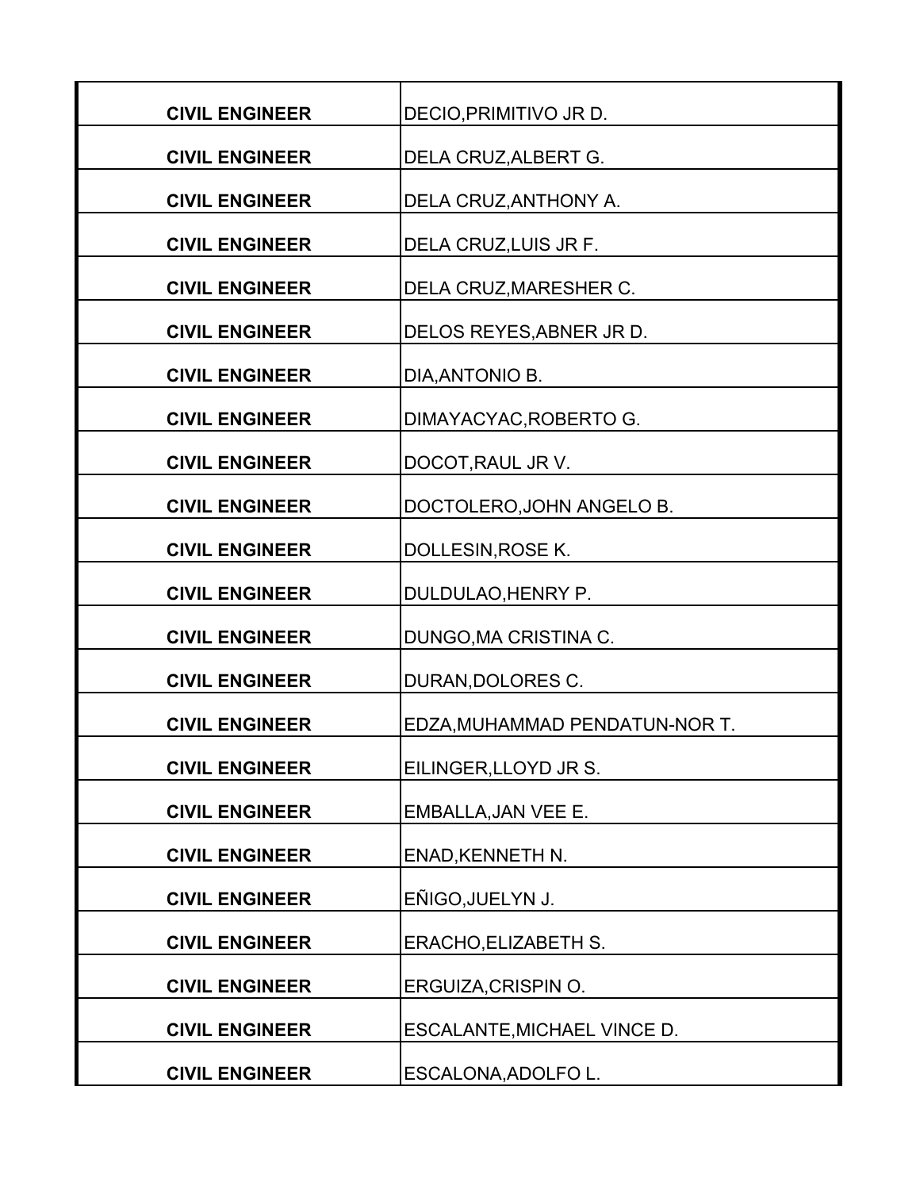| | |
|---|---|
| **CIVIL ENGINEER** | DECIO,PRIMITIVO JR D. |
| **CIVIL ENGINEER** | DELA CRUZ,ALBERT G. |
| **CIVIL ENGINEER** | DELA CRUZ,ANTHONY A. |
| **CIVIL ENGINEER** | DELA CRUZ,LUIS JR F. |
| **CIVIL ENGINEER** | DELA CRUZ,MARESHER C. |
| **CIVIL ENGINEER** | DELOS REYES,ABNER JR D. |
| **CIVIL ENGINEER** | DIA,ANTONIO B. |
| **CIVIL ENGINEER** | DIMAYACYAC,ROBERTO G. |
| **CIVIL ENGINEER** | DOCOT,RAUL JR V. |
| **CIVIL ENGINEER** | DOCTOLERO,JOHN ANGELO B. |
| **CIVIL ENGINEER** | DOLLESIN,ROSE K. |
| **CIVIL ENGINEER** | DULDULAO,HENRY P. |
| **CIVIL ENGINEER** | DUNGO,MA CRISTINA C. |
| **CIVIL ENGINEER** | DURAN,DOLORES C. |
| **CIVIL ENGINEER** | EDZA,MUHAMMAD PENDATUN-NOR T. |
| **CIVIL ENGINEER** | EILINGER,LLOYD JR S. |
| **CIVIL ENGINEER** | EMBALLA,JAN VEE E. |
| **CIVIL ENGINEER** | ENAD,KENNETH N. |
| **CIVIL ENGINEER** | EÑIGO,JUELYN J. |
| **CIVIL ENGINEER** | ERACHO,ELIZABETH S. |
| **CIVIL ENGINEER** | ERGUIZA,CRISPIN O. |
| **CIVIL ENGINEER** | ESCALANTE,MICHAEL VINCE D. |
| **CIVIL ENGINEER** | ESCALONA,ADOLFO L. |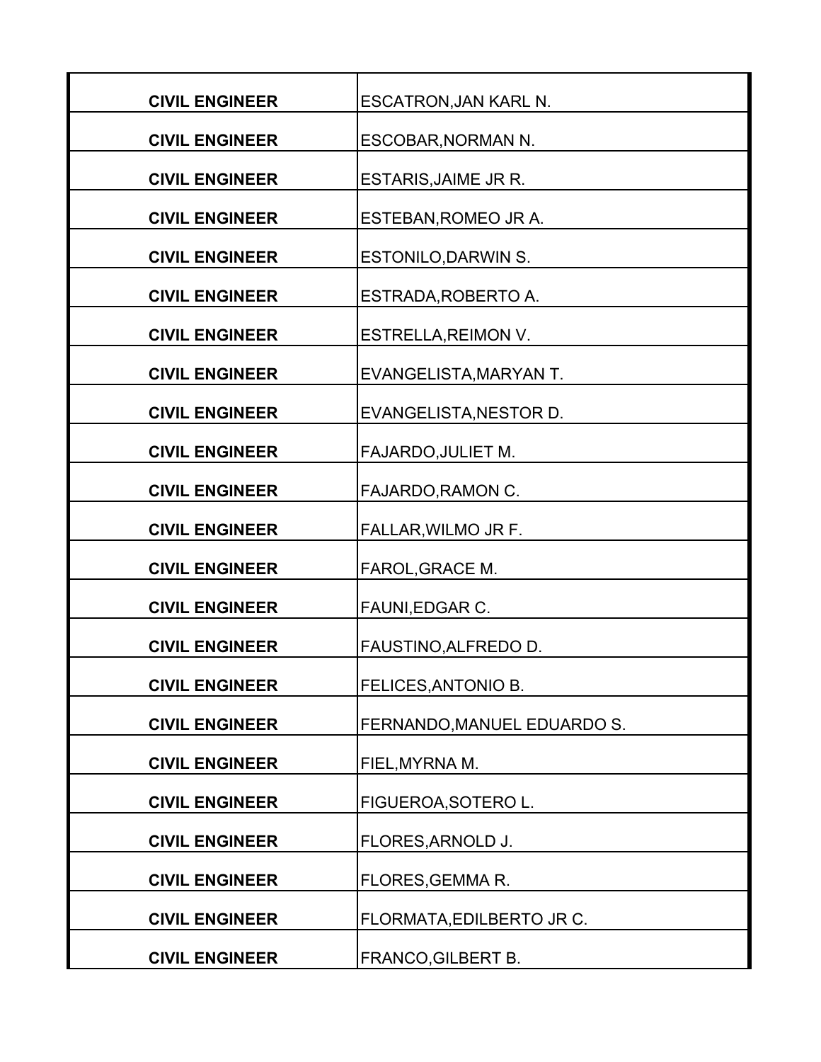| | |
|---|---|
| **CIVIL ENGINEER** | ESCATRON,JAN KARL N. |
| **CIVIL ENGINEER** | ESCOBAR,NORMAN N. |
| **CIVIL ENGINEER** | ESTARIS,JAIME JR R. |
| **CIVIL ENGINEER** | ESTEBAN,ROMEO JR A. |
| **CIVIL ENGINEER** | ESTONILO,DARWIN S. |
| **CIVIL ENGINEER** | ESTRADA,ROBERTO A. |
| **CIVIL ENGINEER** | ESTRELLA,REIMON V. |
| **CIVIL ENGINEER** | EVANGELISTA,MARYAN T. |
| **CIVIL ENGINEER** | EVANGELISTA,NESTOR D. |
| **CIVIL ENGINEER** | FAJARDO,JULIET M. |
| **CIVIL ENGINEER** | FAJARDO,RAMON C. |
| **CIVIL ENGINEER** | FALLAR,WILMO JR F. |
| **CIVIL ENGINEER** | FAROL,GRACE M. |
| **CIVIL ENGINEER** | FAUNI,EDGAR C. |
| **CIVIL ENGINEER** | FAUSTINO,ALFREDO D. |
| **CIVIL ENGINEER** | FELICES,ANTONIO B. |
| **CIVIL ENGINEER** | FERNANDO,MANUEL EDUARDO S. |
| **CIVIL ENGINEER** | FIEL,MYRNA M. |
| **CIVIL ENGINEER** | FIGUEROA,SOTERO L. |
| **CIVIL ENGINEER** | FLORES,ARNOLD J. |
| **CIVIL ENGINEER** | FLORES,GEMMA R. |
| **CIVIL ENGINEER** | FLORMATA,EDILBERTO JR C. |
| **CIVIL ENGINEER** | FRANCO,GILBERT B. |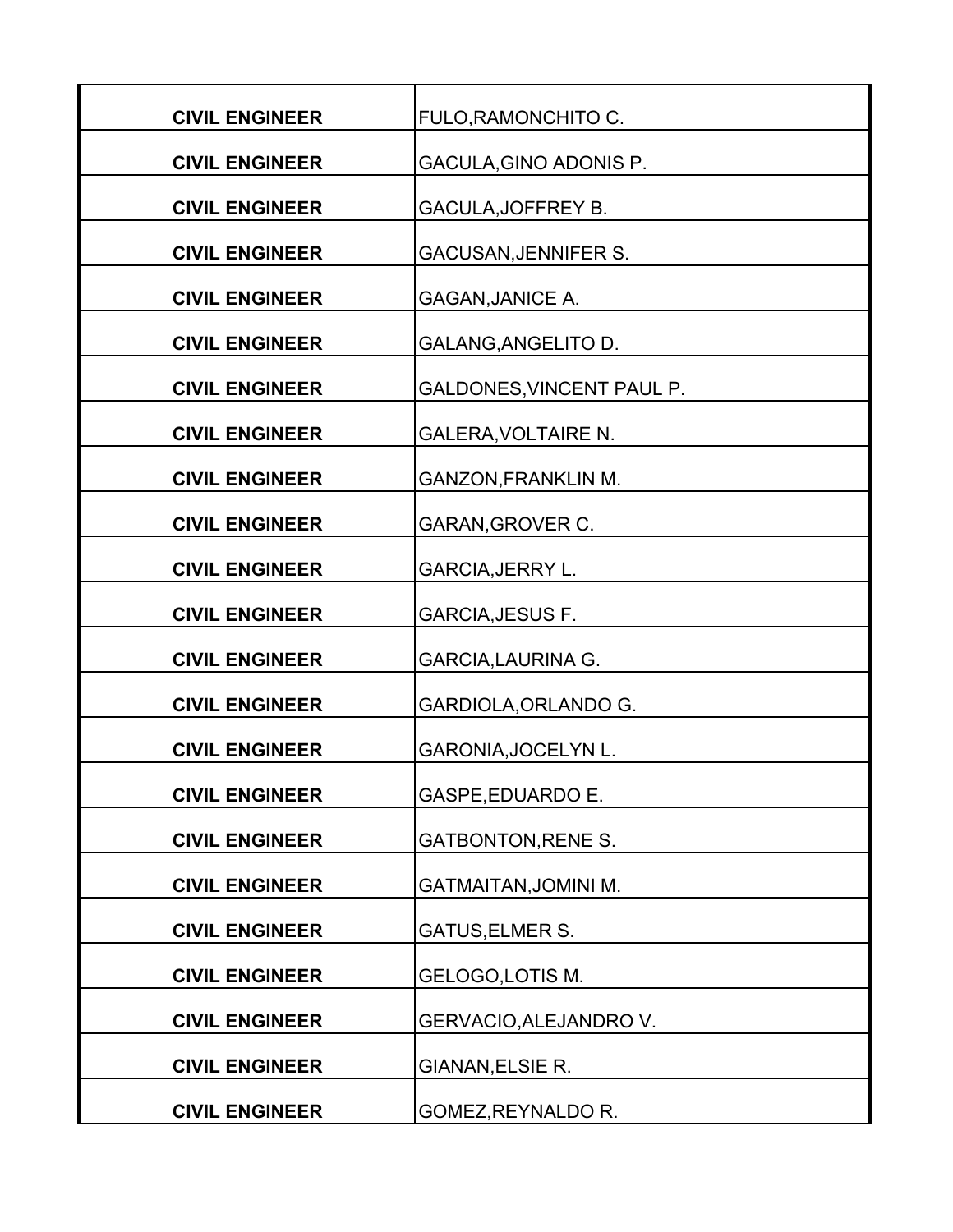| | |
|---|---|
| **CIVIL ENGINEER** | FULO,RAMONCHITO C. |
| **CIVIL ENGINEER** | GACULA,GINO ADONIS P. |
| **CIVIL ENGINEER** | GACULA,JOFFREY B. |
| **CIVIL ENGINEER** | GACUSAN,JENNIFER S. |
| **CIVIL ENGINEER** | GAGAN,JANICE A. |
| **CIVIL ENGINEER** | GALANG,ANGELITO D. |
| **CIVIL ENGINEER** | GALDONES,VINCENT PAUL P. |
| **CIVIL ENGINEER** | GALERA,VOLTAIRE N. |
| **CIVIL ENGINEER** | GANZON,FRANKLIN M. |
| **CIVIL ENGINEER** | GARAN,GROVER C. |
| **CIVIL ENGINEER** | GARCIA,JERRY L. |
| **CIVIL ENGINEER** | GARCIA,JESUS F. |
| **CIVIL ENGINEER** | GARCIA,LAURINA G. |
| **CIVIL ENGINEER** | GARDIOLA,ORLANDO G. |
| **CIVIL ENGINEER** | GARONIA,JOCELYN L. |
| **CIVIL ENGINEER** | GASPE,EDUARDO E. |
| **CIVIL ENGINEER** | GATBONTON,RENE S. |
| **CIVIL ENGINEER** | GATMAITAN,JOMINI M. |
| **CIVIL ENGINEER** | GATUS,ELMER S. |
| **CIVIL ENGINEER** | GELOGO,LOTIS M. |
| **CIVIL ENGINEER** | GERVACIO,ALEJANDRO V. |
| **CIVIL ENGINEER** | GIANAN,ELSIE R. |
| **CIVIL ENGINEER** | GOMEZ,REYNALDO R. |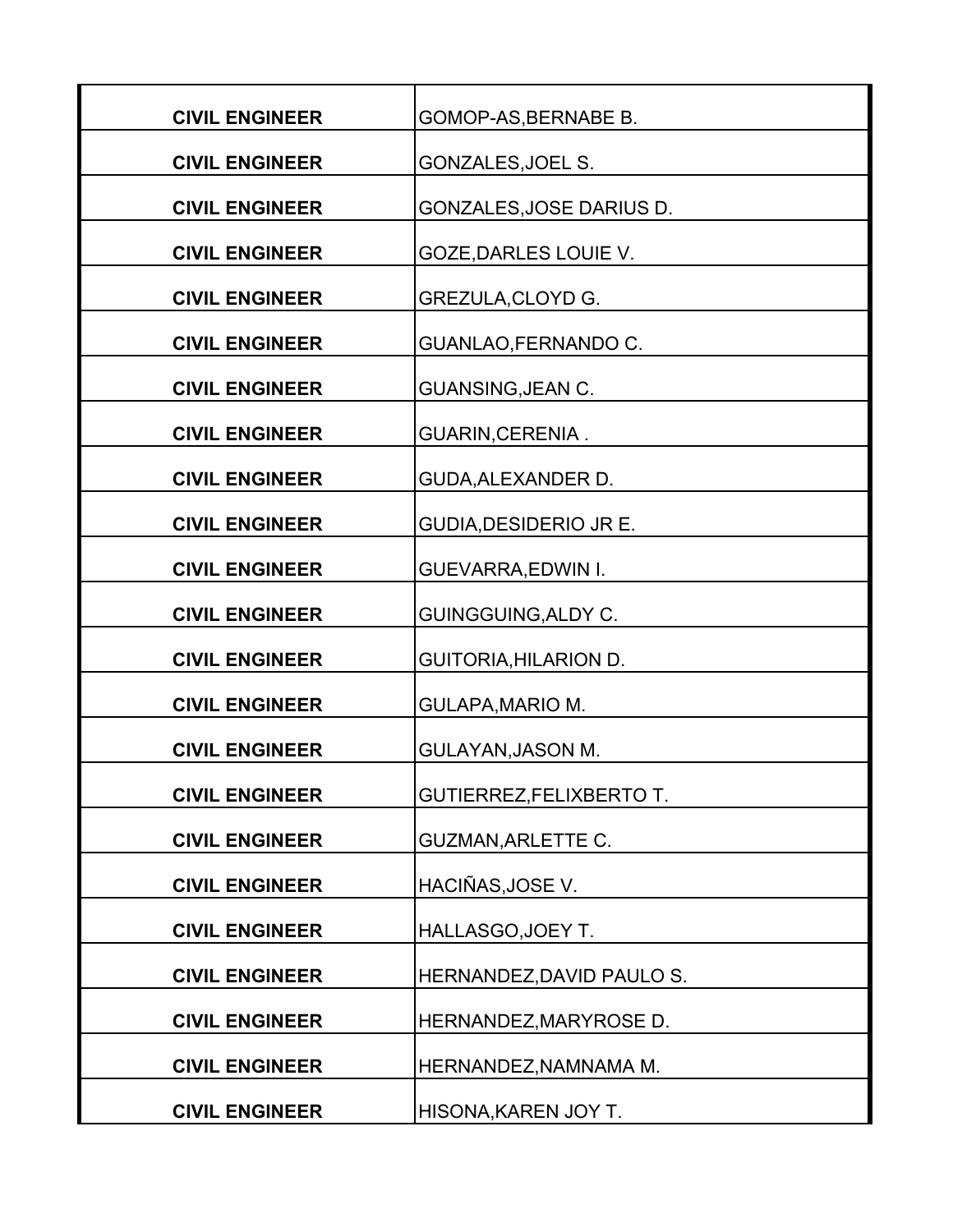| | |
|---|---|
| **CIVIL ENGINEER** | GOMOP-AS,BERNABE B. |
| **CIVIL ENGINEER** | GONZALES,JOEL S. |
| **CIVIL ENGINEER** | GONZALES,JOSE DARIUS D. |
| **CIVIL ENGINEER** | GOZE,DARLES LOUIE V. |
| **CIVIL ENGINEER** | GREZULA,CLOYD G. |
| **CIVIL ENGINEER** | GUANLAO,FERNANDO C. |
| **CIVIL ENGINEER** | GUANSING,JEAN C. |
| **CIVIL ENGINEER** | GUARIN,CERENIA . |
| **CIVIL ENGINEER** | GUDA,ALEXANDER D. |
| **CIVIL ENGINEER** | GUDIA,DESIDERIO JR E. |
| **CIVIL ENGINEER** | GUEVARRA,EDWIN I. |
| **CIVIL ENGINEER** | GUINGGUING,ALDY C. |
| **CIVIL ENGINEER** | GUITORIA,HILARION D. |
| **CIVIL ENGINEER** | GULAPA,MARIO M. |
| **CIVIL ENGINEER** | GULAYAN,JASON M. |
| **CIVIL ENGINEER** | GUTIERREZ,FELIXBERTO T. |
| **CIVIL ENGINEER** | GUZMAN,ARLETTE C. |
| **CIVIL ENGINEER** | HACIÑAS,JOSE V. |
| **CIVIL ENGINEER** | HALLASGO,JOEY T. |
| **CIVIL ENGINEER** | HERNANDEZ,DAVID PAULO S. |
| **CIVIL ENGINEER** | HERNANDEZ,MARYROSE D. |
| **CIVIL ENGINEER** | HERNANDEZ,NAMNAMA M. |
| **CIVIL ENGINEER** | HISONA,KAREN JOY T. |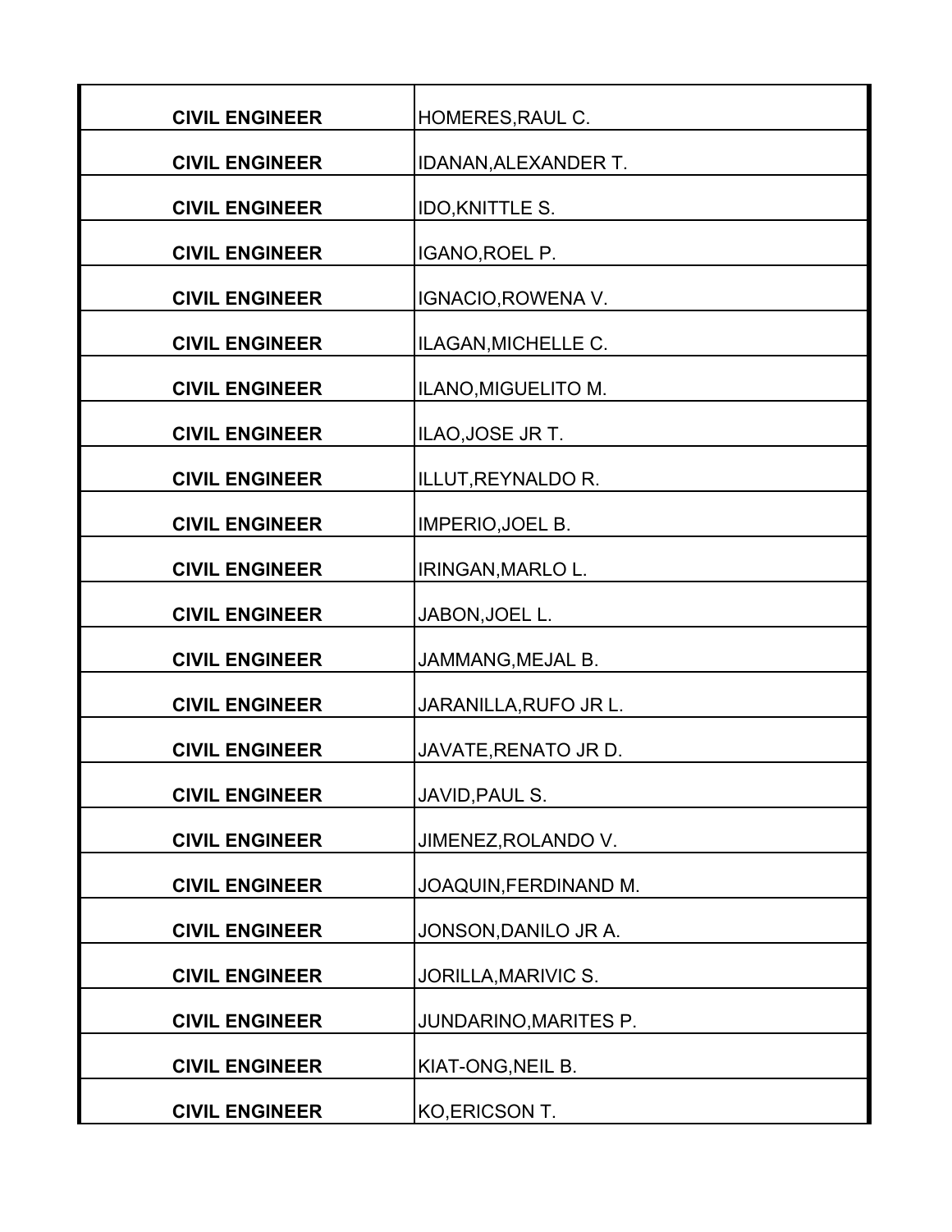| | |
|---|---|
| **CIVIL ENGINEER** | HOMERES,RAUL C. |
| **CIVIL ENGINEER** | IDANAN,ALEXANDER T. |
| **CIVIL ENGINEER** | IDO,KNITTLE S. |
| **CIVIL ENGINEER** | IGANO,ROEL P. |
| **CIVIL ENGINEER** | IGNACIO,ROWENA V. |
| **CIVIL ENGINEER** | ILAGAN,MICHELLE C. |
| **CIVIL ENGINEER** | ILANO,MIGUELITO M. |
| **CIVIL ENGINEER** | ILAO,JOSE JR T. |
| **CIVIL ENGINEER** | ILLUT,REYNALDO R. |
| **CIVIL ENGINEER** | IMPERIO,JOEL B. |
| **CIVIL ENGINEER** | IRINGAN,MARLO L. |
| **CIVIL ENGINEER** | JABON,JOEL L. |
| **CIVIL ENGINEER** | JAMMANG,MEJAL B. |
| **CIVIL ENGINEER** | JARANILLA,RUFO JR L. |
| **CIVIL ENGINEER** | JAVATE,RENATO JR D. |
| **CIVIL ENGINEER** | JAVID,PAUL S. |
| **CIVIL ENGINEER** | JIMENEZ,ROLANDO V. |
| **CIVIL ENGINEER** | JOAQUIN,FERDINAND M. |
| **CIVIL ENGINEER** | JONSON,DANILO JR A. |
| **CIVIL ENGINEER** | JORILLA,MARIVIC S. |
| **CIVIL ENGINEER** | JUNDARINO,MARITES P. |
| **CIVIL ENGINEER** | KIAT-ONG,NEIL B. |
| **CIVIL ENGINEER** | KO,ERICSON T. |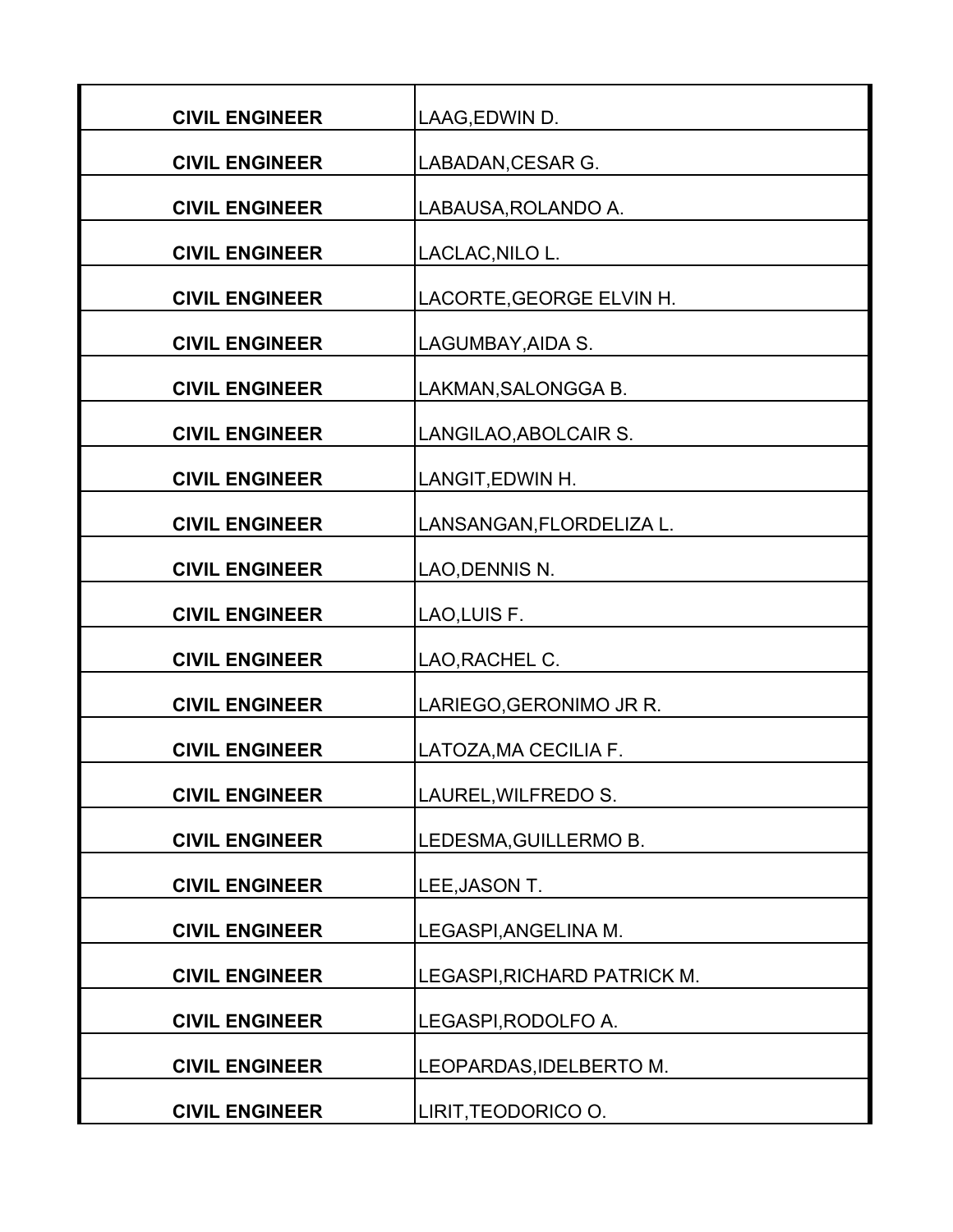| | |
|---|---|
| **CIVIL ENGINEER** | LAAG,EDWIN D. |
| **CIVIL ENGINEER** | LABADAN,CESAR G. |
| **CIVIL ENGINEER** | LABAUSA,ROLANDO A. |
| **CIVIL ENGINEER** | LACLAC,NILO L. |
| **CIVIL ENGINEER** | LACORTE,GEORGE ELVIN H. |
| **CIVIL ENGINEER** | LAGUMBAY,AIDA S. |
| **CIVIL ENGINEER** | LAKMAN,SALONGGA B. |
| **CIVIL ENGINEER** | LANGILAO,ABOLCAIR S. |
| **CIVIL ENGINEER** | LANGIT,EDWIN H. |
| **CIVIL ENGINEER** | LANSANGAN,FLORDELIZA L. |
| **CIVIL ENGINEER** | LAO,DENNIS N. |
| **CIVIL ENGINEER** | LAO,LUIS F. |
| **CIVIL ENGINEER** | LAO,RACHEL C. |
| **CIVIL ENGINEER** | LARIEGO,GERONIMO JR R. |
| **CIVIL ENGINEER** | LATOZA,MA CECILIA F. |
| **CIVIL ENGINEER** | LAUREL,WILFREDO S. |
| **CIVIL ENGINEER** | LEDESMA,GUILLERMO B. |
| **CIVIL ENGINEER** | LEE,JASON T. |
| **CIVIL ENGINEER** | LEGASPI,ANGELINA M. |
| **CIVIL ENGINEER** | LEGASPI,RICHARD PATRICK M. |
| **CIVIL ENGINEER** | LEGASPI,RODOLFO A. |
| **CIVIL ENGINEER** | LEOPARDAS,IDELBERTO M. |
| **CIVIL ENGINEER** | LIRIT,TEODORICO O. |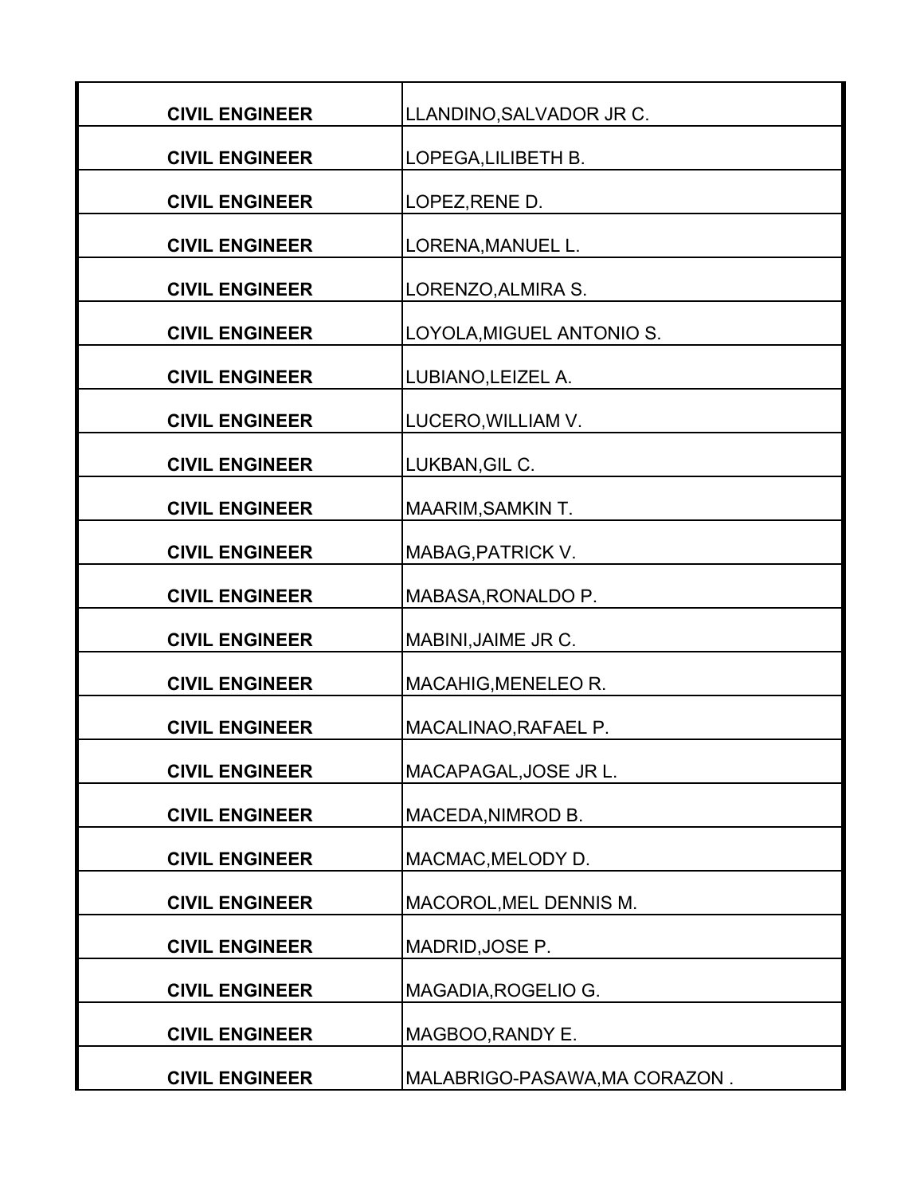| | |
|---|---|
| **CIVIL ENGINEER** | LLANDINO,SALVADOR JR C. |
| **CIVIL ENGINEER** | LOPEGA,LILIBETH B. |
| **CIVIL ENGINEER** | LOPEZ,RENE D. |
| **CIVIL ENGINEER** | LORENA,MANUEL L. |
| **CIVIL ENGINEER** | LORENZO,ALMIRA S. |
| **CIVIL ENGINEER** | LOYOLA,MIGUEL ANTONIO S. |
| **CIVIL ENGINEER** | LUBIANO,LEIZEL A. |
| **CIVIL ENGINEER** | LUCERO,WILLIAM V. |
| **CIVIL ENGINEER** | LUKBAN,GIL C. |
| **CIVIL ENGINEER** | MAARIM,SAMKIN T. |
| **CIVIL ENGINEER** | MABAG,PATRICK V. |
| **CIVIL ENGINEER** | MABASA,RONALDO P. |
| **CIVIL ENGINEER** | MABINI,JAIME JR C. |
| **CIVIL ENGINEER** | MACAHIG,MENELEO R. |
| **CIVIL ENGINEER** | MACALINAO,RAFAEL P. |
| **CIVIL ENGINEER** | MACAPAGAL,JOSE JR L. |
| **CIVIL ENGINEER** | MACEDA,NIMROD B. |
| **CIVIL ENGINEER** | MACMAC,MELODY D. |
| **CIVIL ENGINEER** | MACOROL,MEL DENNIS M. |
| **CIVIL ENGINEER** | MADRID,JOSE P. |
| **CIVIL ENGINEER** | MAGADIA,ROGELIO G. |
| **CIVIL ENGINEER** | MAGBOO,RANDY E. |
| **CIVIL ENGINEER** | MALABRIGO-PASAWA,MA CORAZON . |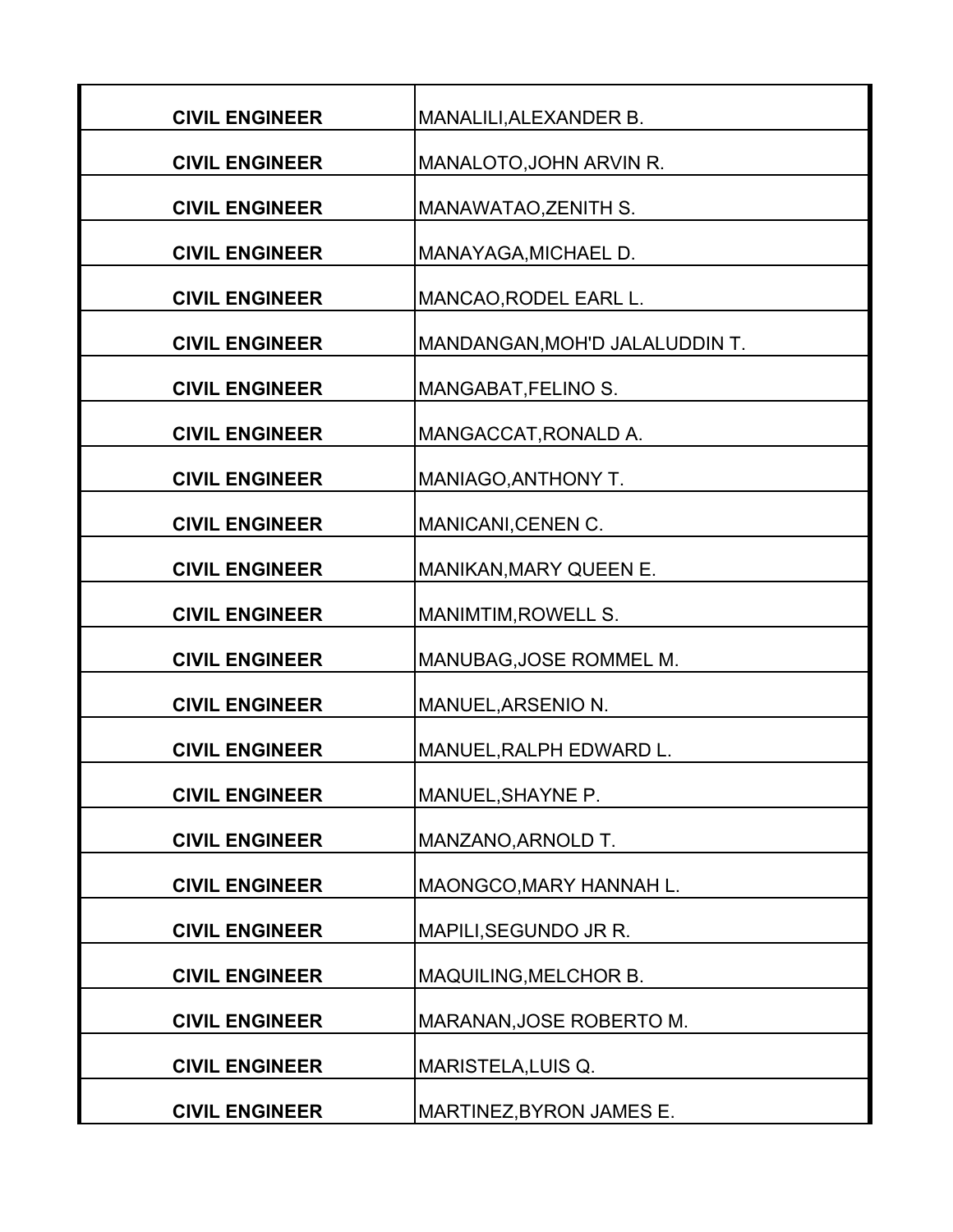| | |
|---|---|
| **CIVIL ENGINEER** | MANALILI,ALEXANDER B. |
| **CIVIL ENGINEER** | MANALOTO,JOHN ARVIN R. |
| **CIVIL ENGINEER** | MANAWATAO,ZENITH S. |
| **CIVIL ENGINEER** | MANAYAGA,MICHAEL D. |
| **CIVIL ENGINEER** | MANCAO,RODEL EARL L. |
| **CIVIL ENGINEER** | MANDANGAN,MOH'D JALALUDDIN T. |
| **CIVIL ENGINEER** | MANGABAT,FELINO S. |
| **CIVIL ENGINEER** | MANGACCAT,RONALD A. |
| **CIVIL ENGINEER** | MANIAGO,ANTHONY T. |
| **CIVIL ENGINEER** | MANICANI,CENEN C. |
| **CIVIL ENGINEER** | MANIKAN,MARY QUEEN E. |
| **CIVIL ENGINEER** | MANIMTIM,ROWELL S. |
| **CIVIL ENGINEER** | MANUBAG,JOSE ROMMEL M. |
| **CIVIL ENGINEER** | MANUEL,ARSENIO N. |
| **CIVIL ENGINEER** | MANUEL,RALPH EDWARD L. |
| **CIVIL ENGINEER** | MANUEL,SHAYNE P. |
| **CIVIL ENGINEER** | MANZANO,ARNOLD T. |
| **CIVIL ENGINEER** | MAONGCO,MARY HANNAH L. |
| **CIVIL ENGINEER** | MAPILI,SEGUNDO JR R. |
| **CIVIL ENGINEER** | MAQUILING,MELCHOR B. |
| **CIVIL ENGINEER** | MARANAN,JOSE ROBERTO M. |
| **CIVIL ENGINEER** | MARISTELA,LUIS Q. |
| **CIVIL ENGINEER** | MARTINEZ,BYRON JAMES E. |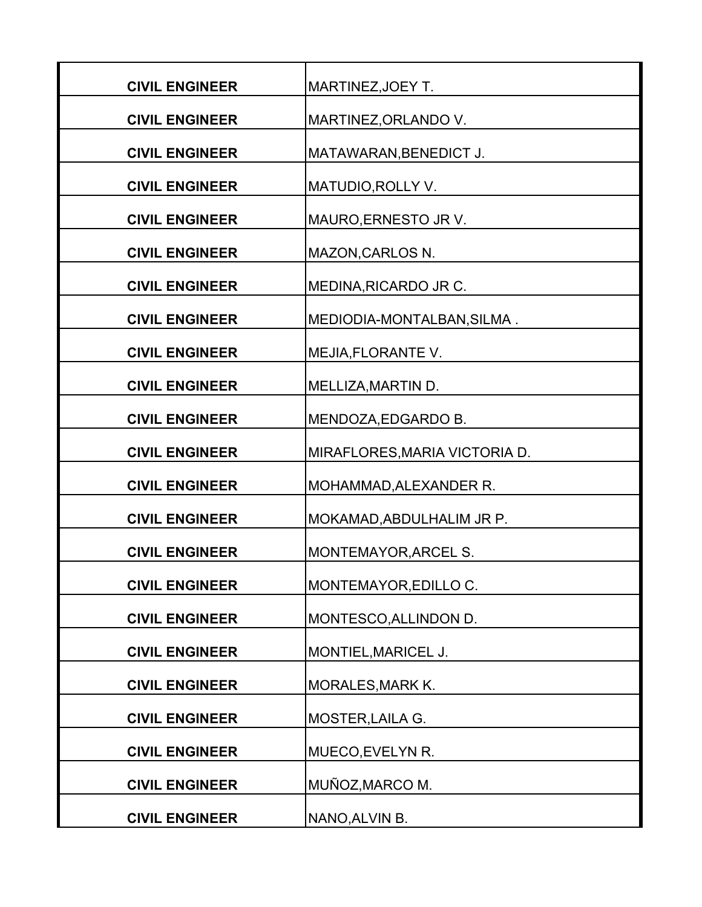| | |
|---|---|
| **CIVIL ENGINEER** | MARTINEZ,JOEY T. |
| **CIVIL ENGINEER** | MARTINEZ,ORLANDO V. |
| **CIVIL ENGINEER** | MATAWARAN,BENEDICT J. |
| **CIVIL ENGINEER** | MATUDIO,ROLLY V. |
| **CIVIL ENGINEER** | MAURO,ERNESTO JR V. |
| **CIVIL ENGINEER** | MAZON,CARLOS N. |
| **CIVIL ENGINEER** | MEDINA,RICARDO JR C. |
| **CIVIL ENGINEER** | MEDIODIA-MONTALBAN,SILMA . |
| **CIVIL ENGINEER** | MEJIA,FLORANTE V. |
| **CIVIL ENGINEER** | MELLIZA,MARTIN D. |
| **CIVIL ENGINEER** | MENDOZA,EDGARDO B. |
| **CIVIL ENGINEER** | MIRAFLORES,MARIA VICTORIA D. |
| **CIVIL ENGINEER** | MOHAMMAD,ALEXANDER R. |
| **CIVIL ENGINEER** | MOKAMAD,ABDULHALIM JR P. |
| **CIVIL ENGINEER** | MONTEMAYOR,ARCEL S. |
| **CIVIL ENGINEER** | MONTEMAYOR,EDILLO C. |
| **CIVIL ENGINEER** | MONTESCO,ALLINDON D. |
| **CIVIL ENGINEER** | MONTIEL,MARICEL J. |
| **CIVIL ENGINEER** | MORALES,MARK K. |
| **CIVIL ENGINEER** | MOSTER,LAILA G. |
| **CIVIL ENGINEER** | MUECO,EVELYN R. |
| **CIVIL ENGINEER** | MUÑOZ,MARCO M. |
| **CIVIL ENGINEER** | NANO,ALVIN B. |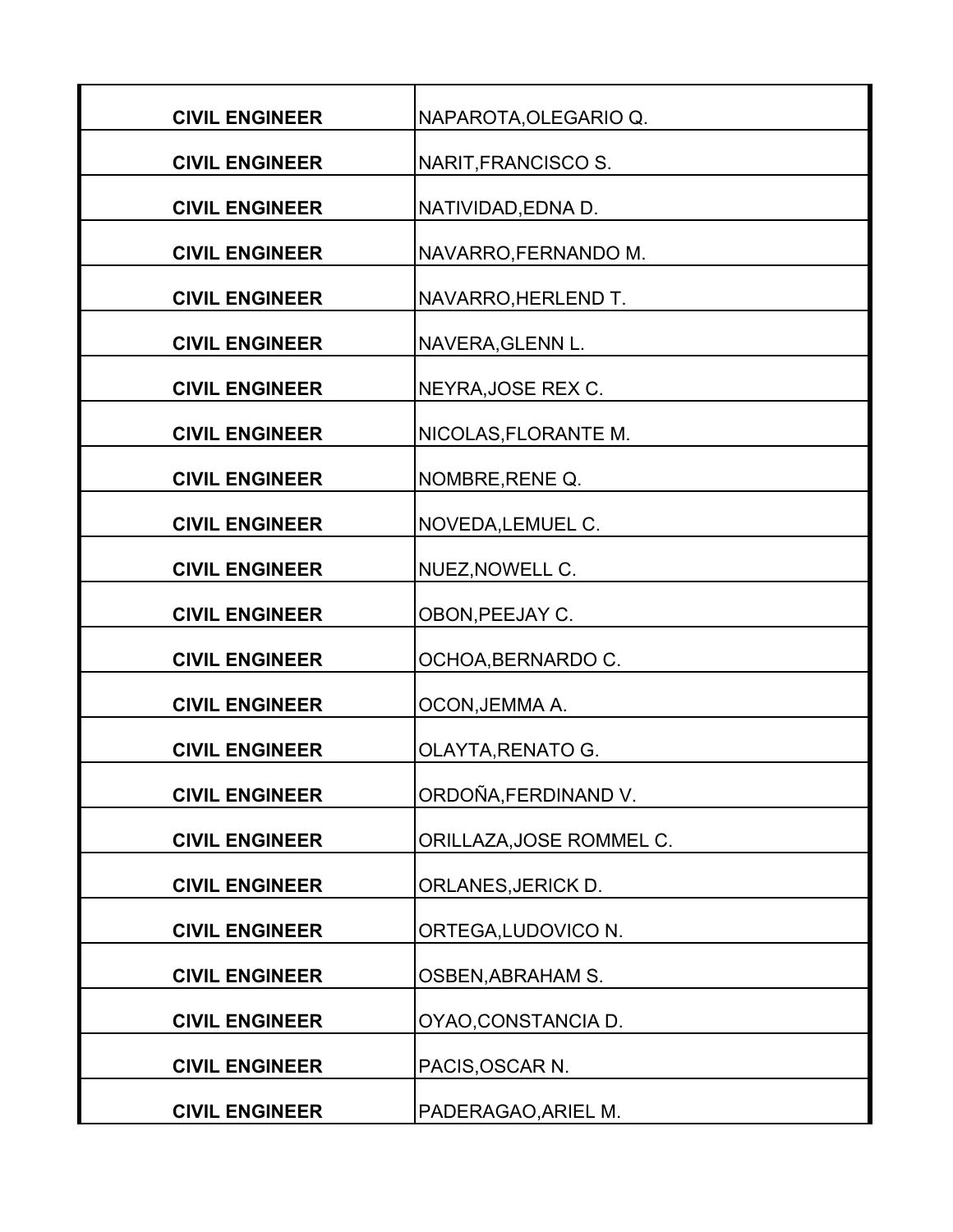| | |
|---|---|
| **CIVIL ENGINEER** | NAPAROTA,OLEGARIO Q. |
| **CIVIL ENGINEER** | NARIT,FRANCISCO S. |
| **CIVIL ENGINEER** | NATIVIDAD,EDNA D. |
| **CIVIL ENGINEER** | NAVARRO,FERNANDO M. |
| **CIVIL ENGINEER** | NAVARRO,HERLEND T. |
| **CIVIL ENGINEER** | NAVERA,GLENN L. |
| **CIVIL ENGINEER** | NEYRA,JOSE REX C. |
| **CIVIL ENGINEER** | NICOLAS,FLORANTE M. |
| **CIVIL ENGINEER** | NOMBRE,RENE Q. |
| **CIVIL ENGINEER** | NOVEDA,LEMUEL C. |
| **CIVIL ENGINEER** | NUEZ,NOWELL C. |
| **CIVIL ENGINEER** | OBON,PEEJAY C. |
| **CIVIL ENGINEER** | OCHOA,BERNARDO C. |
| **CIVIL ENGINEER** | OCON,JEMMA A. |
| **CIVIL ENGINEER** | OLAYTA,RENATO G. |
| **CIVIL ENGINEER** | ORDOÑA,FERDINAND V. |
| **CIVIL ENGINEER** | ORILLAZA,JOSE ROMMEL C. |
| **CIVIL ENGINEER** | ORLANES,JERICK D. |
| **CIVIL ENGINEER** | ORTEGA,LUDOVICO N. |
| **CIVIL ENGINEER** | OSBEN,ABRAHAM S. |
| **CIVIL ENGINEER** | OYAO,CONSTANCIA D. |
| **CIVIL ENGINEER** | PACIS,OSCAR N. |
| **CIVIL ENGINEER** | PADERAGAO,ARIEL M. |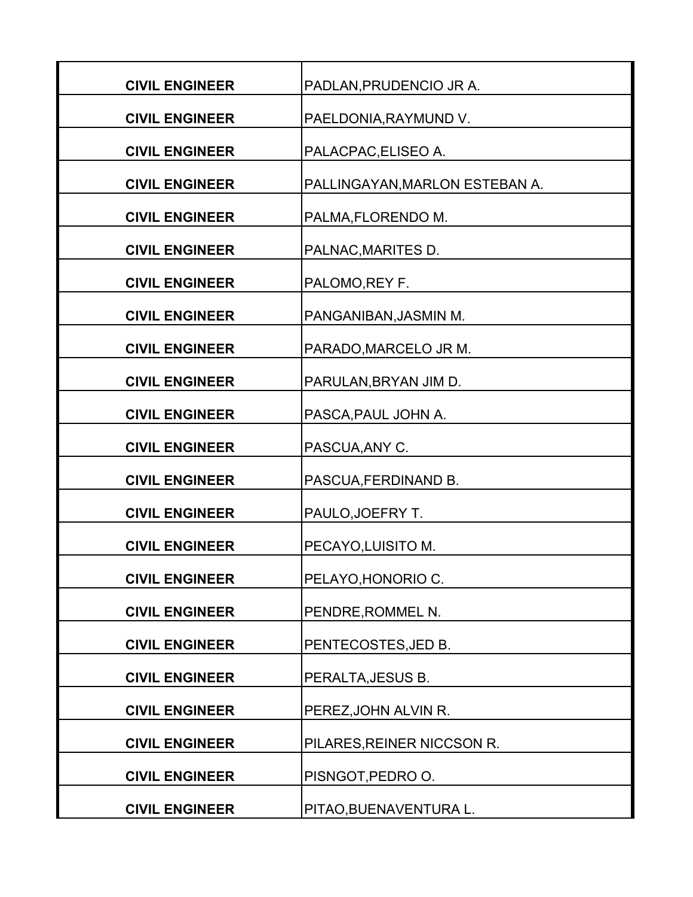| | |
|---|---|
| **CIVIL ENGINEER** | PADLAN,PRUDENCIO JR A. |
| **CIVIL ENGINEER** | PAELDONIA,RAYMUND V. |
| **CIVIL ENGINEER** | PALACPAC,ELISEO A. |
| **CIVIL ENGINEER** | PALLINGAYAN,MARLON ESTEBAN A. |
| **CIVIL ENGINEER** | PALMA,FLORENDO M. |
| **CIVIL ENGINEER** | PALNAC,MARITES D. |
| **CIVIL ENGINEER** | PALOMO,REY F. |
| **CIVIL ENGINEER** | PANGANIBAN,JASMIN M. |
| **CIVIL ENGINEER** | PARADO,MARCELO JR M. |
| **CIVIL ENGINEER** | PARULAN,BRYAN JIM D. |
| **CIVIL ENGINEER** | PASCA,PAUL JOHN A. |
| **CIVIL ENGINEER** | PASCUA,ANY C. |
| **CIVIL ENGINEER** | PASCUA,FERDINAND B. |
| **CIVIL ENGINEER** | PAULO,JOEFRY T. |
| **CIVIL ENGINEER** | PECAYO,LUISITO M. |
| **CIVIL ENGINEER** | PELAYO,HONORIO C. |
| **CIVIL ENGINEER** | PENDRE,ROMMEL N. |
| **CIVIL ENGINEER** | PENTECOSTES,JED B. |
| **CIVIL ENGINEER** | PERALTA,JESUS B. |
| **CIVIL ENGINEER** | PEREZ,JOHN ALVIN R. |
| **CIVIL ENGINEER** | PILARES,REINER NICCSON R. |
| **CIVIL ENGINEER** | PISNGOT,PEDRO O. |
| **CIVIL ENGINEER** | PITAO,BUENAVENTURA L. |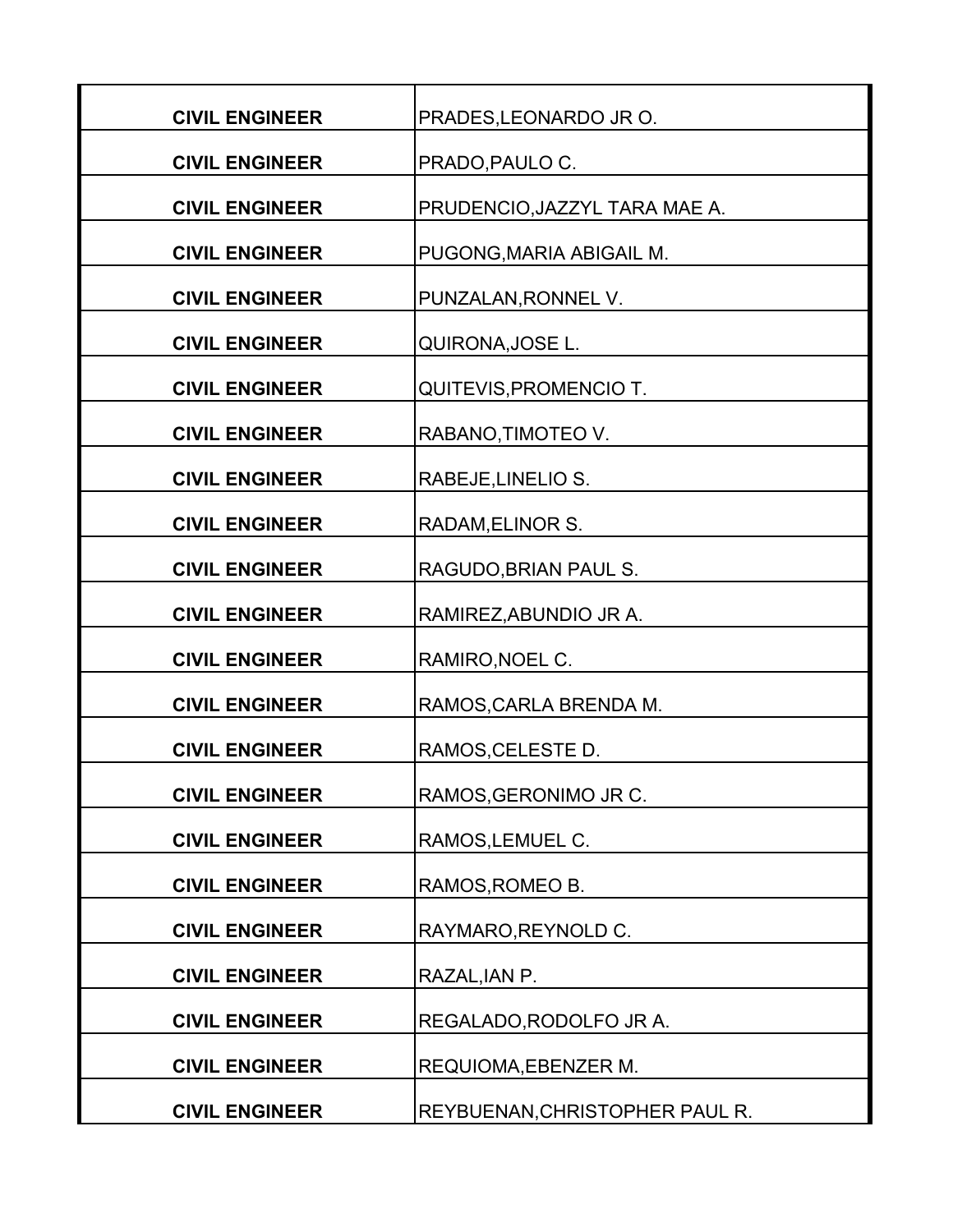| | |
|---|---|
| **CIVIL ENGINEER** | PRADES,LEONARDO JR O. |
| **CIVIL ENGINEER** | PRADO,PAULO C. |
| **CIVIL ENGINEER** | PRUDENCIO,JAZZYL TARA MAE A. |
| **CIVIL ENGINEER** | PUGONG,MARIA ABIGAIL M. |
| **CIVIL ENGINEER** | PUNZALAN,RONNEL V. |
| **CIVIL ENGINEER** | QUIRONA,JOSE L. |
| **CIVIL ENGINEER** | QUITEVIS,PROMENCIO T. |
| **CIVIL ENGINEER** | RABANO,TIMOTEO V. |
| **CIVIL ENGINEER** | RABEJE,LINELIO S. |
| **CIVIL ENGINEER** | RADAM,ELINOR S. |
| **CIVIL ENGINEER** | RAGUDO,BRIAN PAUL S. |
| **CIVIL ENGINEER** | RAMIREZ,ABUNDIO JR A. |
| **CIVIL ENGINEER** | RAMIRO,NOEL C. |
| **CIVIL ENGINEER** | RAMOS,CARLA BRENDA M. |
| **CIVIL ENGINEER** | RAMOS,CELESTE D. |
| **CIVIL ENGINEER** | RAMOS,GERONIMO JR C. |
| **CIVIL ENGINEER** | RAMOS,LEMUEL C. |
| **CIVIL ENGINEER** | RAMOS,ROMEO B. |
| **CIVIL ENGINEER** | RAYMARO,REYNOLD C. |
| **CIVIL ENGINEER** | RAZAL,IAN P. |
| **CIVIL ENGINEER** | REGALADO,RODOLFO JR A. |
| **CIVIL ENGINEER** | REQUIOMA,EBENZER M. |
| **CIVIL ENGINEER** | REYBUENAN,CHRISTOPHER PAUL R. |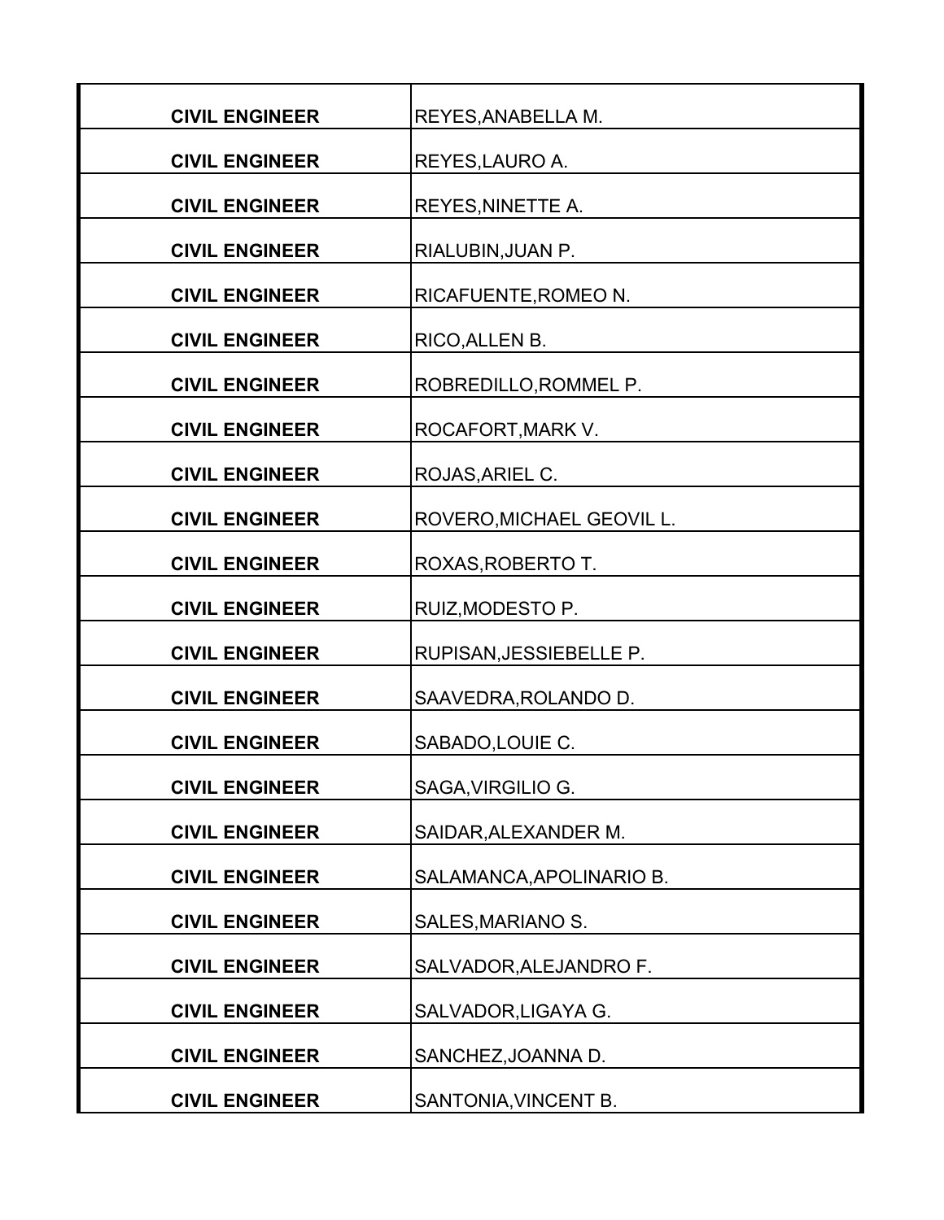| | |
|---|---|
| **CIVIL ENGINEER** | REYES,ANABELLA M. |
| **CIVIL ENGINEER** | REYES,LAURO A. |
| **CIVIL ENGINEER** | REYES,NINETTE A. |
| **CIVIL ENGINEER** | RIALUBIN,JUAN P. |
| **CIVIL ENGINEER** | RICAFUENTE,ROMEO N. |
| **CIVIL ENGINEER** | RICO,ALLEN B. |
| **CIVIL ENGINEER** | ROBREDILLO,ROMMEL P. |
| **CIVIL ENGINEER** | ROCAFORT,MARK V. |
| **CIVIL ENGINEER** | ROJAS,ARIEL C. |
| **CIVIL ENGINEER** | ROVERO,MICHAEL GEOVIL L. |
| **CIVIL ENGINEER** | ROXAS,ROBERTO T. |
| **CIVIL ENGINEER** | RUIZ,MODESTO P. |
| **CIVIL ENGINEER** | RUPISAN,JESSIEBELLE P. |
| **CIVIL ENGINEER** | SAAVEDRA,ROLANDO D. |
| **CIVIL ENGINEER** | SABADO,LOUIE C. |
| **CIVIL ENGINEER** | SAGA,VIRGILIO G. |
| **CIVIL ENGINEER** | SAIDAR,ALEXANDER M. |
| **CIVIL ENGINEER** | SALAMANCA,APOLINARIO B. |
| **CIVIL ENGINEER** | SALES,MARIANO S. |
| **CIVIL ENGINEER** | SALVADOR,ALEJANDRO F. |
| **CIVIL ENGINEER** | SALVADOR,LIGAYA G. |
| **CIVIL ENGINEER** | SANCHEZ,JOANNA D. |
| **CIVIL ENGINEER** | SANTONIA,VINCENT B. |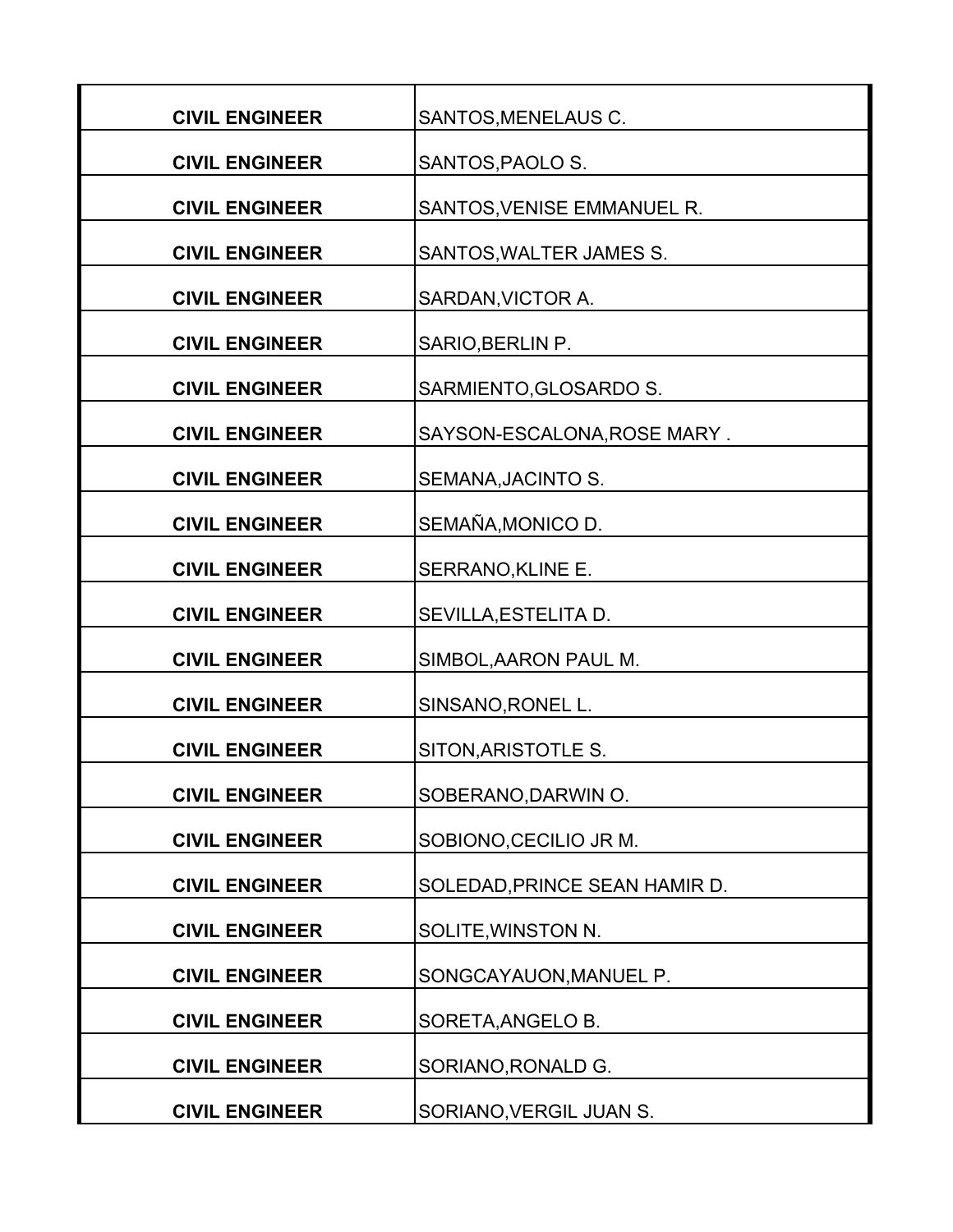| | |
|---|---|
| **CIVIL ENGINEER** | SANTOS,MENELAUS C. |
| **CIVIL ENGINEER** | SANTOS,PAOLO S. |
| **CIVIL ENGINEER** | SANTOS,VENISE EMMANUEL R. |
| **CIVIL ENGINEER** | SANTOS,WALTER JAMES S. |
| **CIVIL ENGINEER** | SARDAN,VICTOR A. |
| **CIVIL ENGINEER** | SARIO,BERLIN P. |
| **CIVIL ENGINEER** | SARMIENTO,GLOSARDO S. |
| **CIVIL ENGINEER** | SAYSON-ESCALONA,ROSE MARY . |
| **CIVIL ENGINEER** | SEMANA,JACINTO S. |
| **CIVIL ENGINEER** | SEMAÑA,MONICO D. |
| **CIVIL ENGINEER** | SERRANO,KLINE E. |
| **CIVIL ENGINEER** | SEVILLA,ESTELITA D. |
| **CIVIL ENGINEER** | SIMBOL,AARON PAUL M. |
| **CIVIL ENGINEER** | SINSANO,RONEL L. |
| **CIVIL ENGINEER** | SITON,ARISTOTLE S. |
| **CIVIL ENGINEER** | SOBERANO,DARWIN O. |
| **CIVIL ENGINEER** | SOBIONO,CECILIO JR M. |
| **CIVIL ENGINEER** | SOLEDAD,PRINCE SEAN HAMIR D. |
| **CIVIL ENGINEER** | SOLITE,WINSTON N. |
| **CIVIL ENGINEER** | SONGCAYAUON,MANUEL P. |
| **CIVIL ENGINEER** | SORETA,ANGELO B. |
| **CIVIL ENGINEER** | SORIANO,RONALD G. |
| **CIVIL ENGINEER** | SORIANO,VERGIL JUAN S. |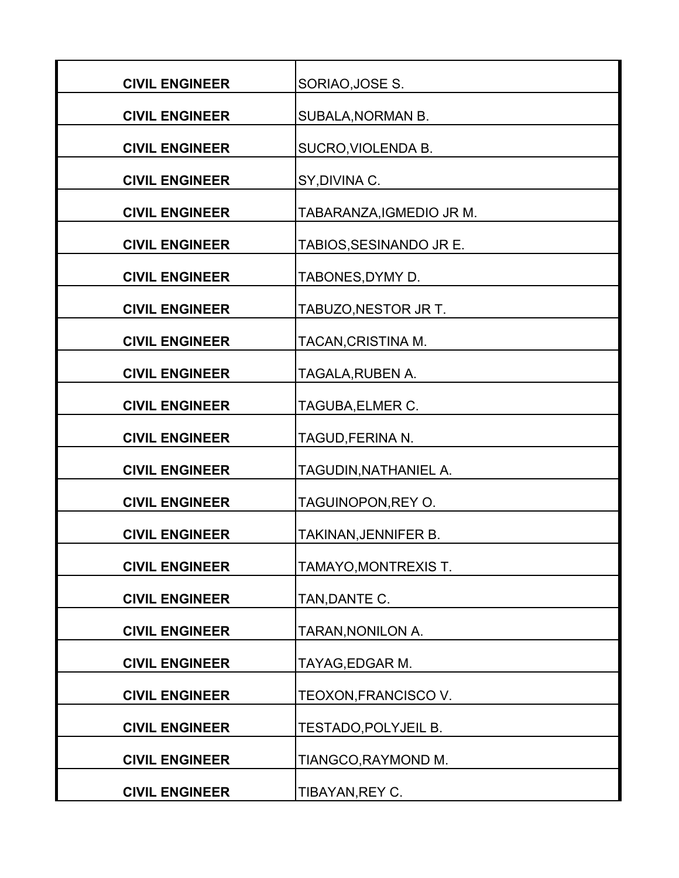| | |
|---|---|
| **CIVIL ENGINEER** | SORIAO,JOSE S. |
| **CIVIL ENGINEER** | SUBALA,NORMAN B. |
| **CIVIL ENGINEER** | SUCRO,VIOLENDA B. |
| **CIVIL ENGINEER** | SY,DIVINA C. |
| **CIVIL ENGINEER** | TABARANZA,IGMEDIO JR M. |
| **CIVIL ENGINEER** | TABIOS,SESINANDO JR E. |
| **CIVIL ENGINEER** | TABONES,DYMY D. |
| **CIVIL ENGINEER** | TABUZO,NESTOR JR T. |
| **CIVIL ENGINEER** | TACAN,CRISTINA M. |
| **CIVIL ENGINEER** | TAGALA,RUBEN A. |
| **CIVIL ENGINEER** | TAGUBA,ELMER C. |
| **CIVIL ENGINEER** | TAGUD,FERINA N. |
| **CIVIL ENGINEER** | TAGUDIN,NATHANIEL A. |
| **CIVIL ENGINEER** | TAGUINOPON,REY O. |
| **CIVIL ENGINEER** | TAKINAN,JENNIFER B. |
| **CIVIL ENGINEER** | TAMAYO,MONTREXIS T. |
| **CIVIL ENGINEER** | TAN,DANTE C. |
| **CIVIL ENGINEER** | TARAN,NONILON A. |
| **CIVIL ENGINEER** | TAYAG,EDGAR M. |
| **CIVIL ENGINEER** | TEOXON,FRANCISCO V. |
| **CIVIL ENGINEER** | TESTADO,POLYJEIL B. |
| **CIVIL ENGINEER** | TIANGCO,RAYMOND M. |
| **CIVIL ENGINEER** | TIBAYAN,REY C. |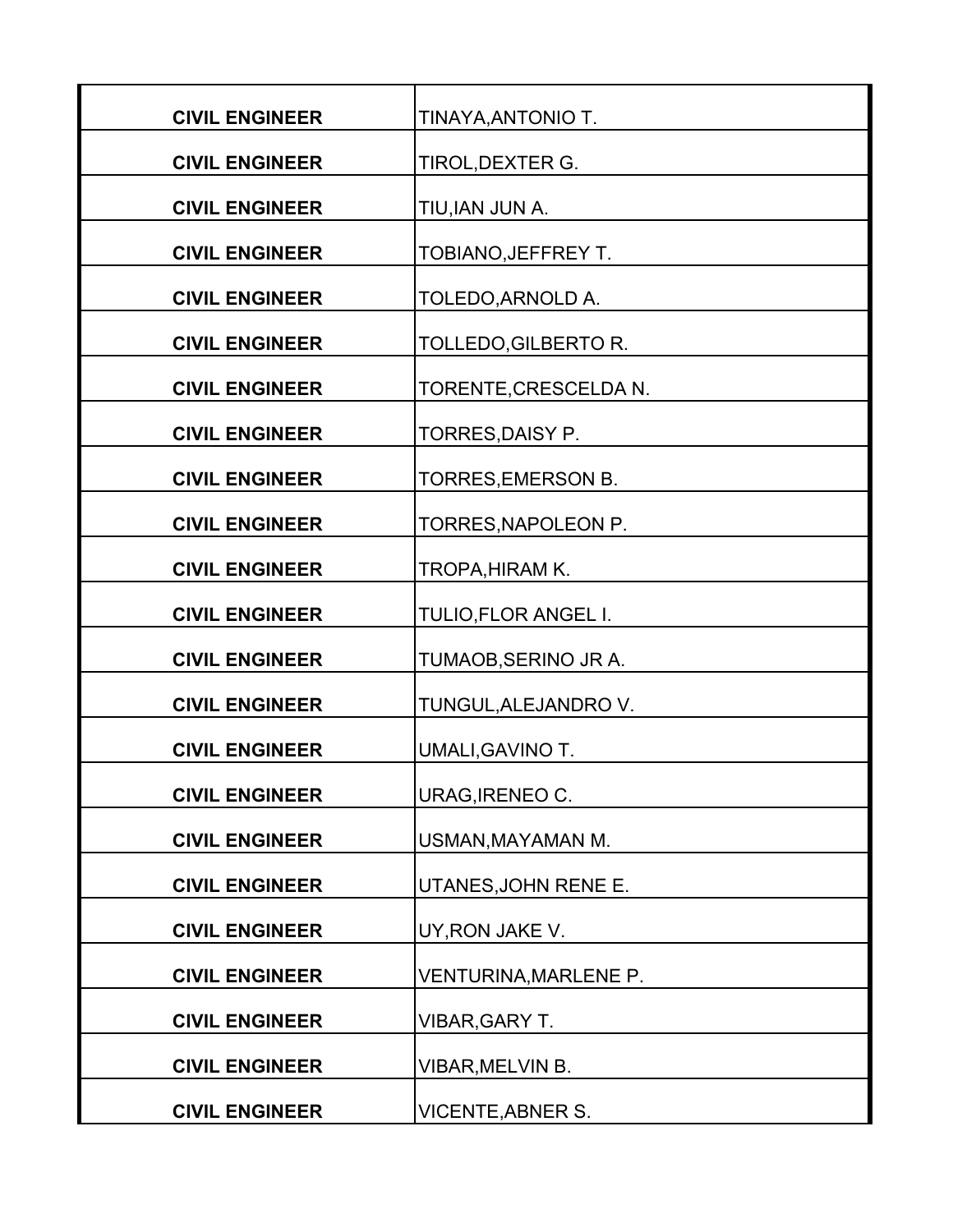| | |
|---|---|
| **CIVIL ENGINEER** | TINAYA,ANTONIO T. |
| **CIVIL ENGINEER** | TIROL,DEXTER G. |
| **CIVIL ENGINEER** | TIU,IAN JUN A. |
| **CIVIL ENGINEER** | TOBIANO,JEFFREY T. |
| **CIVIL ENGINEER** | TOLEDO,ARNOLD A. |
| **CIVIL ENGINEER** | TOLLEDO,GILBERTO R. |
| **CIVIL ENGINEER** | TORENTE,CRESCELDA N. |
| **CIVIL ENGINEER** | TORRES,DAISY P. |
| **CIVIL ENGINEER** | TORRES,EMERSON B. |
| **CIVIL ENGINEER** | TORRES,NAPOLEON P. |
| **CIVIL ENGINEER** | TROPA,HIRAM K. |
| **CIVIL ENGINEER** | TULIO,FLOR ANGEL I. |
| **CIVIL ENGINEER** | TUMAOB,SERINO JR A. |
| **CIVIL ENGINEER** | TUNGUL,ALEJANDRO V. |
| **CIVIL ENGINEER** | UMALI,GAVINO T. |
| **CIVIL ENGINEER** | URAG,IRENEO C. |
| **CIVIL ENGINEER** | USMAN,MAYAMAN M. |
| **CIVIL ENGINEER** | UTANES,JOHN RENE E. |
| **CIVIL ENGINEER** | UY,RON JAKE V. |
| **CIVIL ENGINEER** | VENTURINA,MARLENE P. |
| **CIVIL ENGINEER** | VIBAR,GARY T. |
| **CIVIL ENGINEER** | VIBAR,MELVIN B. |
| **CIVIL ENGINEER** | VICENTE,ABNER S. |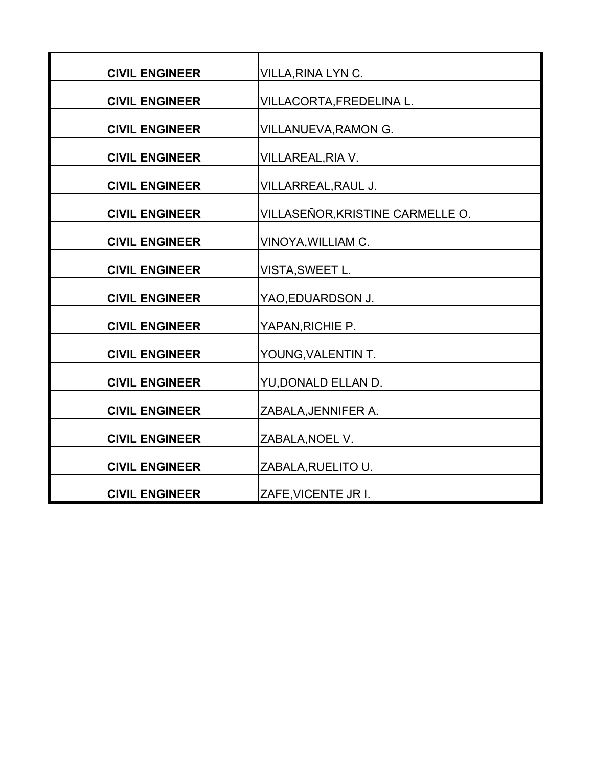| | |
|---|---|
| **CIVIL ENGINEER** | VILLA,RINA LYN C. |
| **CIVIL ENGINEER** | VILLACORTA,FREDELINA L. |
| **CIVIL ENGINEER** | VILLANUEVA,RAMON G. |
| **CIVIL ENGINEER** | VILLAREAL,RIA V. |
| **CIVIL ENGINEER** | VILLARREAL,RAUL J. |
| **CIVIL ENGINEER** | VILLASEÑOR,KRISTINE CARMELLE O. |
| **CIVIL ENGINEER** | VINOYA,WILLIAM C. |
| **CIVIL ENGINEER** | VISTA,SWEET L. |
| **CIVIL ENGINEER** | YAO,EDUARDSON J. |
| **CIVIL ENGINEER** | YAPAN,RICHIE P. |
| **CIVIL ENGINEER** | YOUNG,VALENTIN T. |
| **CIVIL ENGINEER** | YU,DONALD ELLAN D. |
| **CIVIL ENGINEER** | ZABALA,JENNIFER A. |
| **CIVIL ENGINEER** | ZABALA,NOEL V. |
| **CIVIL ENGINEER** | ZABALA,RUELITO U. |
| **CIVIL ENGINEER** | ZAFE,VICENTE JR I. |